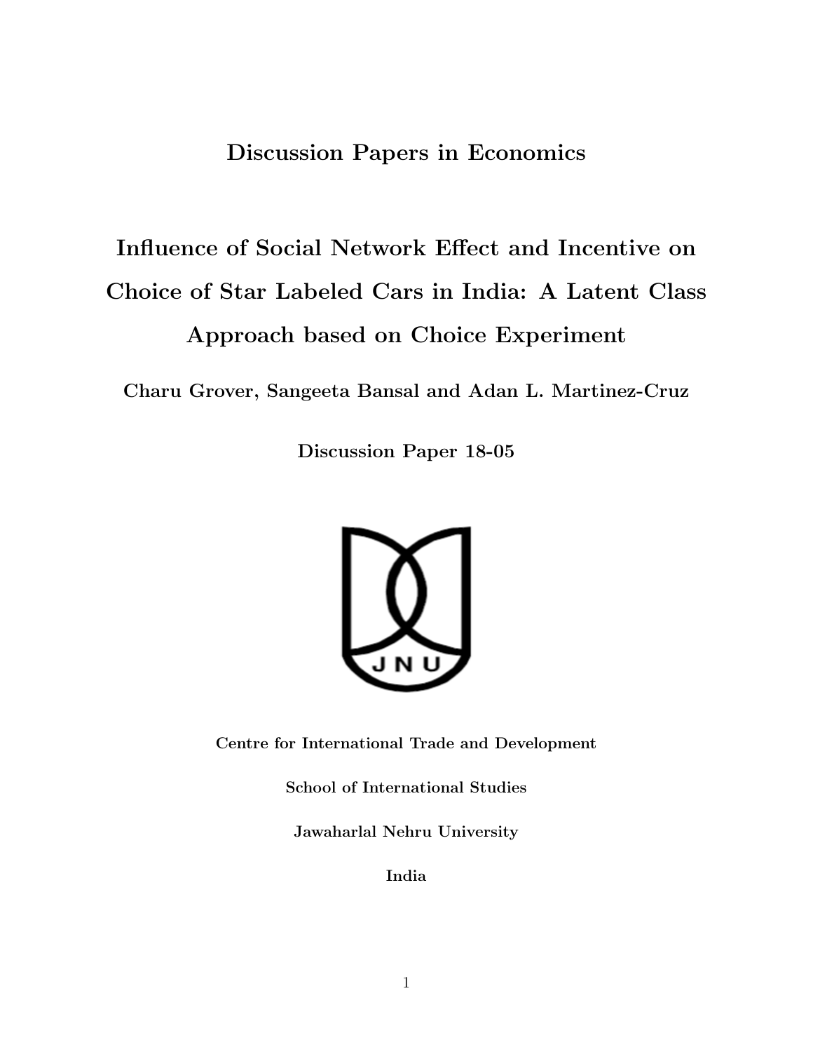**Discussion Papers in Economics**

# Influence of Social Network Effect and Incentive on Choice of Star Labeled Cars in India: A Latent Class Approach based on Choice Experiment

**Charu Grover, Sangeeta Bansal and Adan L. Martinez-Cruz**

**Discussion Paper 18-05**

**Centre for International Trade and Development**

**School of International Studies**

**Jawaharlal Nehru University**

**India**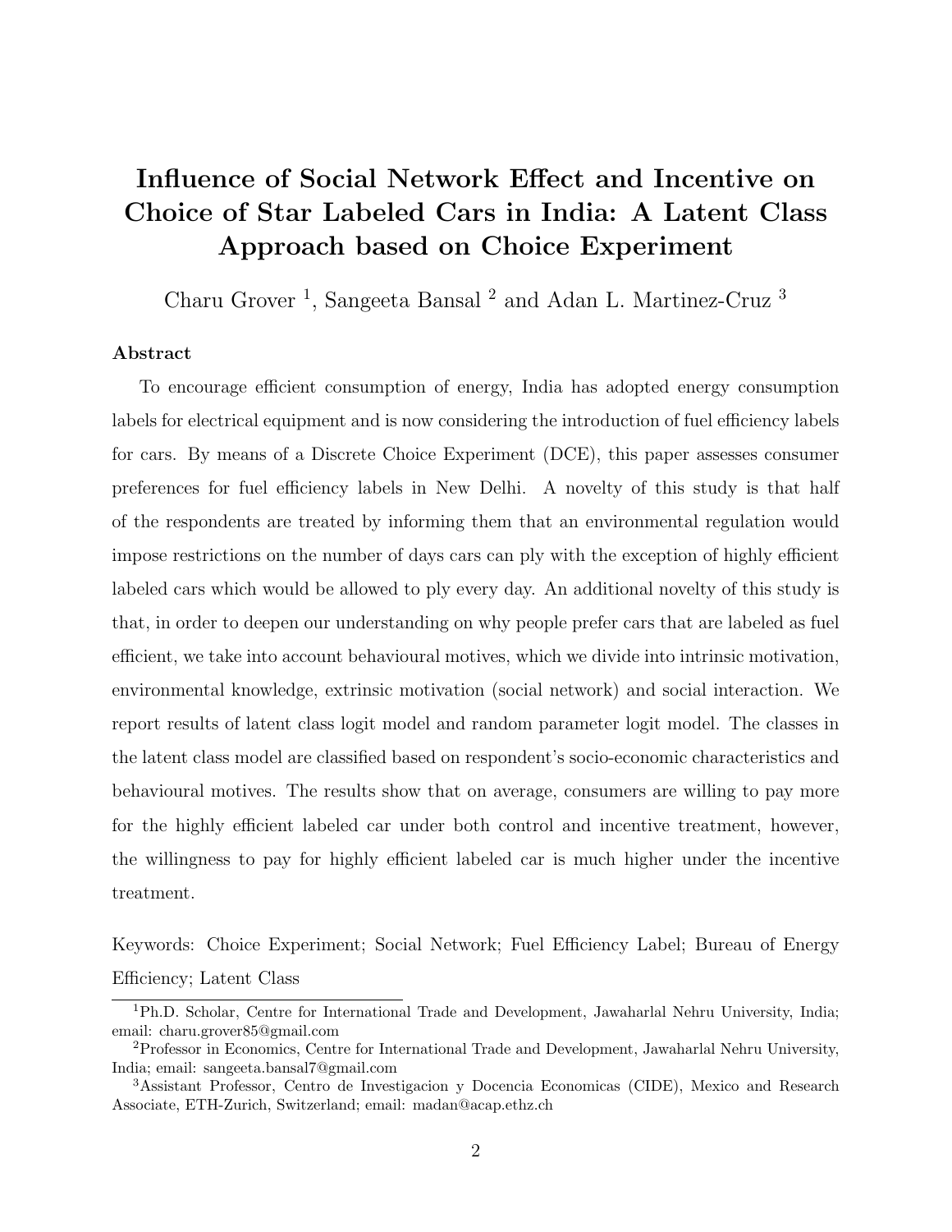# Influence of Social Network Effect and Incentive on Choice of Star Labeled Cars in India: A Latent Class Approach based on Choice Experiment

Charu Grover [1], Sangeeta Bansal [2] and Adan L. Martinez-Cruz [3]

### Abstract

To encourage efficient consumption of energy, India has adopted energy consumption labels for electrical equipment and is now considering the introduction of fuel efficiency labels for cars. By means of a Discrete Choice Experiment (DCE), this paper assesses consumer preferences for fuel efficiency labels in New Delhi. A novelty of this study is that half of the respondents are treated by informing them that an environmental regulation would impose restrictions on the number of days cars can ply with the exception of highly efficient labeled cars which would be allowed to ply every day. An additional novelty of this study is that, in order to deepen our understanding on why people prefer cars that are labeled as fuel efficient, we take into account behavioural motives, which we divide into intrinsic motivation, environmental knowledge, extrinsic motivation (social network) and social interaction. We report results of latent class logit model and random parameter logit model. The classes in the latent class model are classified based on respondent's socio-economic characteristics and behavioural motives. The results show that on average, consumers are willing to pay more for the highly efficient labeled car under both control and incentive treatment, however, the willingness to pay for highly efficient labeled car is much higher under the incentive treatment.

Keywords: Choice Experiment; Social Network; Fuel Efficiency Label; Bureau of Energy Efficiency; Latent Class

[1] Ph.D. Scholar, Centre for International Trade and Development, Jawaharlal Nehru University, India; email: charu.grover85@gmail.com

[2] Professor in Economics, Centre for International Trade and Development, Jawaharlal Nehru University, India; email: sangeeta.bansal7@gmail.com

[3] Assistant Professor, Centro de Investigacion y Docencia Economicas (CIDE), Mexico and Research Associate, ETH-Zurich, Switzerland; email: madan@acap.ethz.ch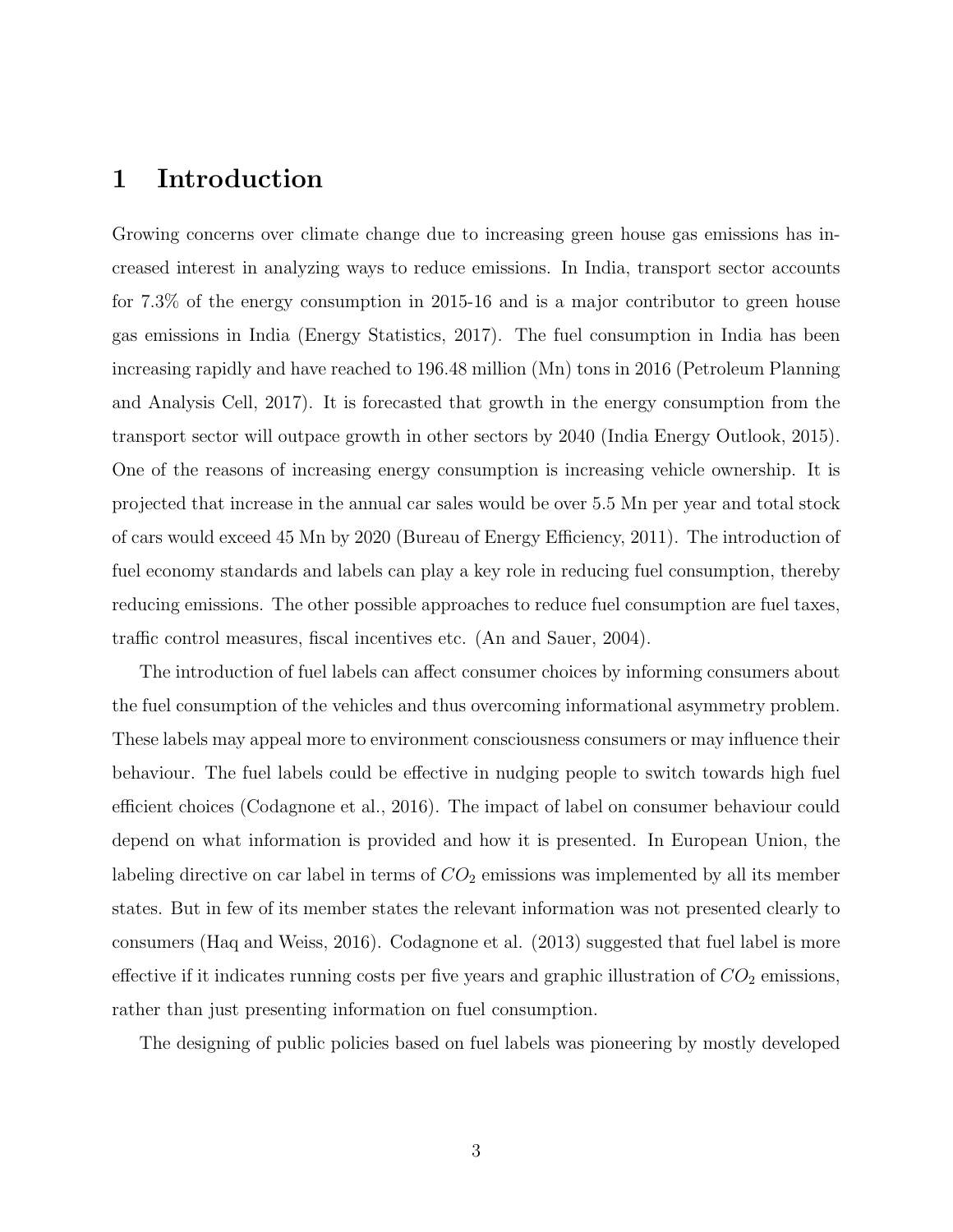# 1 Introduction

Growing concerns over climate change due to increasing green house gas emissions has increased interest in analyzing ways to reduce emissions. In India, transport sector accounts for 7.3% of the energy consumption in 2015-16 and is a major contributor to green house gas emissions in India (Energy Statistics, 2017). The fuel consumption in India has been increasing rapidly and have reached to 196.48 million (Mn) tons in 2016 (Petroleum Planning and Analysis Cell, 2017). It is forecasted that growth in the energy consumption from the transport sector will outpace growth in other sectors by 2040 (India Energy Outlook, 2015). One of the reasons of increasing energy consumption is increasing vehicle ownership. It is projected that increase in the annual car sales would be over 5.5 Mn per year and total stock of cars would exceed 45 Mn by 2020 (Bureau of Energy Efficiency, 2011). The introduction of fuel economy standards and labels can play a key role in reducing fuel consumption, thereby reducing emissions. The other possible approaches to reduce fuel consumption are fuel taxes, traffic control measures, fiscal incentives etc. (An and Sauer, 2004).

The introduction of fuel labels can affect consumer choices by informing consumers about the fuel consumption of the vehicles and thus overcoming informational asymmetry problem. These labels may appeal more to environment consciousness consumers or may influence their behaviour. The fuel labels could be effective in nudging people to switch towards high fuel efficient choices (Codagnone et al., 2016). The impact of label on consumer behaviour could depend on what information is provided and how it is presented. In European Union, the labeling directive on car label in terms of $CO_2$ emissions was implemented by all its member states. But in few of its member states the relevant information was not presented clearly to consumers (Haq and Weiss, 2016). Codagnone et al. (2013) suggested that fuel label is more effective if it indicates running costs per five years and graphic illustration of $CO_2$ emissions, rather than just presenting information on fuel consumption.

The designing of public policies based on fuel labels was pioneering by mostly developed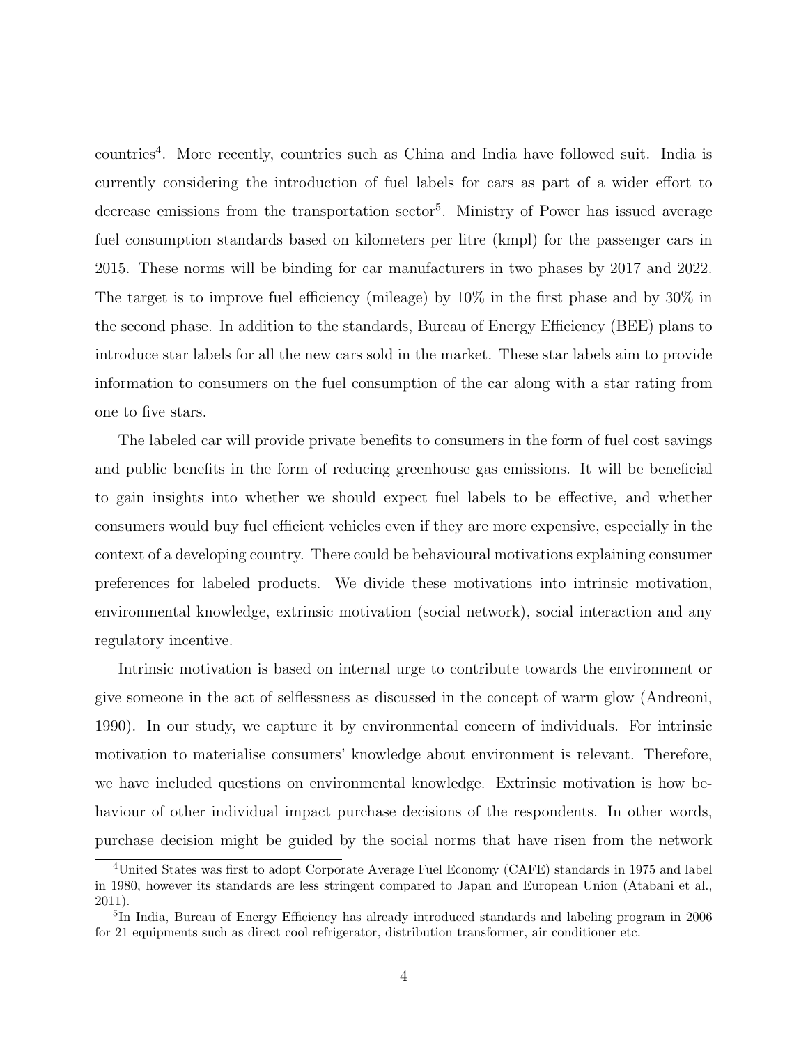countries[4]. More recently, countries such as China and India have followed suit. India is currently considering the introduction of fuel labels for cars as part of a wider effort to decrease emissions from the transportation sector[5]. Ministry of Power has issued average fuel consumption standards based on kilometers per litre (kmpl) for the passenger cars in 2015. These norms will be binding for car manufacturers in two phases by 2017 and 2022. The target is to improve fuel efficiency (mileage) by 10% in the first phase and by 30% in the second phase. In addition to the standards, Bureau of Energy Efficiency (BEE) plans to introduce star labels for all the new cars sold in the market. These star labels aim to provide information to consumers on the fuel consumption of the car along with a star rating from one to five stars.

The labeled car will provide private benefits to consumers in the form of fuel cost savings and public benefits in the form of reducing greenhouse gas emissions. It will be beneficial to gain insights into whether we should expect fuel labels to be effective, and whether consumers would buy fuel efficient vehicles even if they are more expensive, especially in the context of a developing country. There could be behavioural motivations explaining consumer preferences for labeled products. We divide these motivations into intrinsic motivation, environmental knowledge, extrinsic motivation (social network), social interaction and any regulatory incentive.

Intrinsic motivation is based on internal urge to contribute towards the environment or give someone in the act of selflessness as discussed in the concept of warm glow (Andreoni, 1990). In our study, we capture it by environmental concern of individuals. For intrinsic motivation to materialise consumers' knowledge about environment is relevant. Therefore, we have included questions on environmental knowledge. Extrinsic motivation is how behaviour of other individual impact purchase decisions of the respondents. In other words, purchase decision might be guided by the social norms that have risen from the network

[4] United States was first to adopt Corporate Average Fuel Economy (CAFE) standards in 1975 and label in 1980, however its standards are less stringent compared to Japan and European Union (Atabani et al., 2011).

[5] In India, Bureau of Energy Efficiency has already introduced standards and labeling program in 2006 for 21 equipments such as direct cool refrigerator, distribution transformer, air conditioner etc.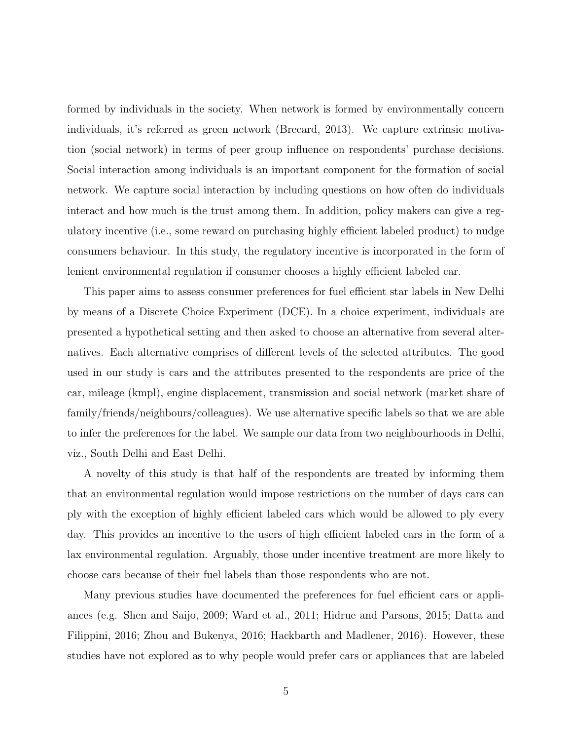formed by individuals in the society. When network is formed by environmentally concern individuals, it's referred as green network (Brecard, 2013). We capture extrinsic motivation (social network) in terms of peer group influence on respondents' purchase decisions. Social interaction among individuals is an important component for the formation of social network. We capture social interaction by including questions on how often do individuals interact and how much is the trust among them. In addition, policy makers can give a regulatory incentive (i.e., some reward on purchasing highly efficient labeled product) to nudge consumers behaviour. In this study, the regulatory incentive is incorporated in the form of lenient environmental regulation if consumer chooses a highly efficient labeled car.

This paper aims to assess consumer preferences for fuel efficient star labels in New Delhi by means of a Discrete Choice Experiment (DCE). In a choice experiment, individuals are presented a hypothetical setting and then asked to choose an alternative from several alternatives. Each alternative comprises of different levels of the selected attributes. The good used in our study is cars and the attributes presented to the respondents are price of the car, mileage (kmpl), engine displacement, transmission and social network (market share of family/friends/neighbours/colleagues). We use alternative specific labels so that we are able to infer the preferences for the label. We sample our data from two neighbourhoods in Delhi, viz., South Delhi and East Delhi.

A novelty of this study is that half of the respondents are treated by informing them that an environmental regulation would impose restrictions on the number of days cars can ply with the exception of highly efficient labeled cars which would be allowed to ply every day. This provides an incentive to the users of high efficient labeled cars in the form of a lax environmental regulation. Arguably, those under incentive treatment are more likely to choose cars because of their fuel labels than those respondents who are not.

Many previous studies have documented the preferences for fuel efficient cars or appliances (e.g. Shen and Saijo, 2009; Ward et al., 2011; Hidrue and Parsons, 2015; Datta and Filippini, 2016; Zhou and Bukenya, 2016; Hackbarth and Madlener, 2016). However, these studies have not explored as to why people would prefer cars or appliances that are labeled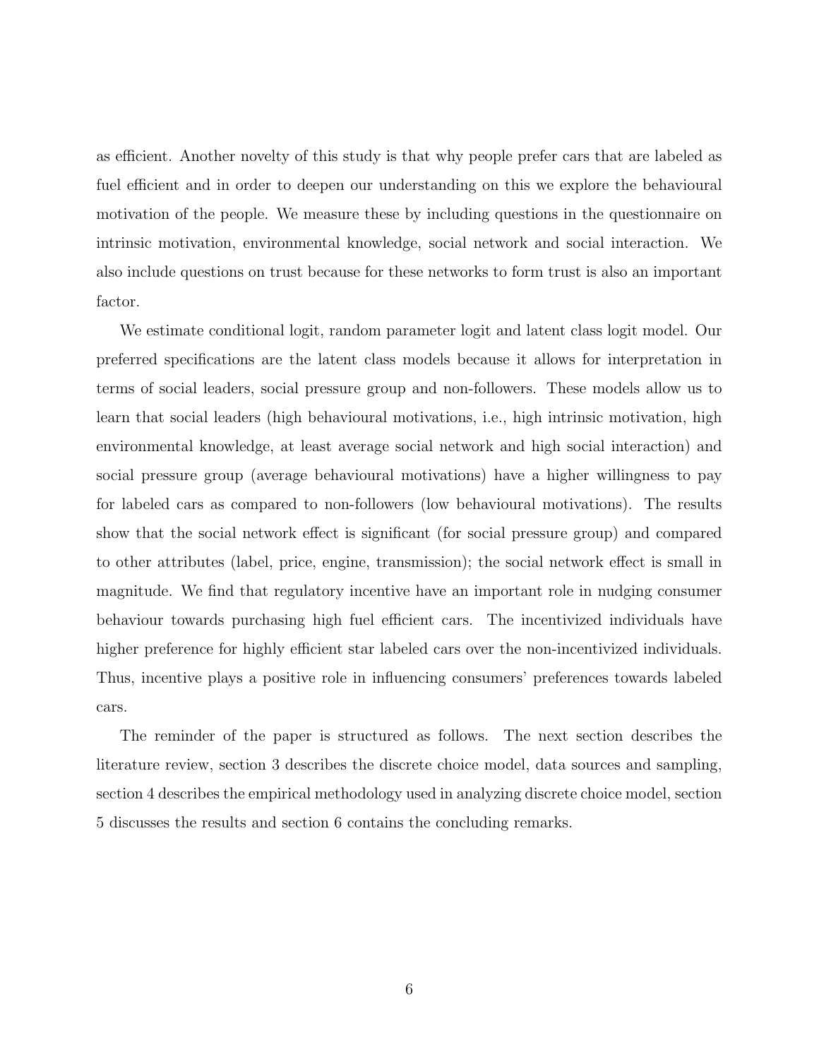as efficient. Another novelty of this study is that why people prefer cars that are labeled as fuel efficient and in order to deepen our understanding on this we explore the behavioural motivation of the people. We measure these by including questions in the questionnaire on intrinsic motivation, environmental knowledge, social network and social interaction. We also include questions on trust because for these networks to form trust is also an important factor.

We estimate conditional logit, random parameter logit and latent class logit model. Our preferred specifications are the latent class models because it allows for interpretation in terms of social leaders, social pressure group and non-followers. These models allow us to learn that social leaders (high behavioural motivations, i.e., high intrinsic motivation, high environmental knowledge, at least average social network and high social interaction) and social pressure group (average behavioural motivations) have a higher willingness to pay for labeled cars as compared to non-followers (low behavioural motivations). The results show that the social network effect is significant (for social pressure group) and compared to other attributes (label, price, engine, transmission); the social network effect is small in magnitude. We find that regulatory incentive have an important role in nudging consumer behaviour towards purchasing high fuel efficient cars. The incentivized individuals have higher preference for highly efficient star labeled cars over the non-incentivized individuals. Thus, incentive plays a positive role in influencing consumers' preferences towards labeled cars.

The reminder of the paper is structured as follows. The next section describes the literature review, section 3 describes the discrete choice model, data sources and sampling, section 4 describes the empirical methodology used in analyzing discrete choice model, section 5 discusses the results and section 6 contains the concluding remarks.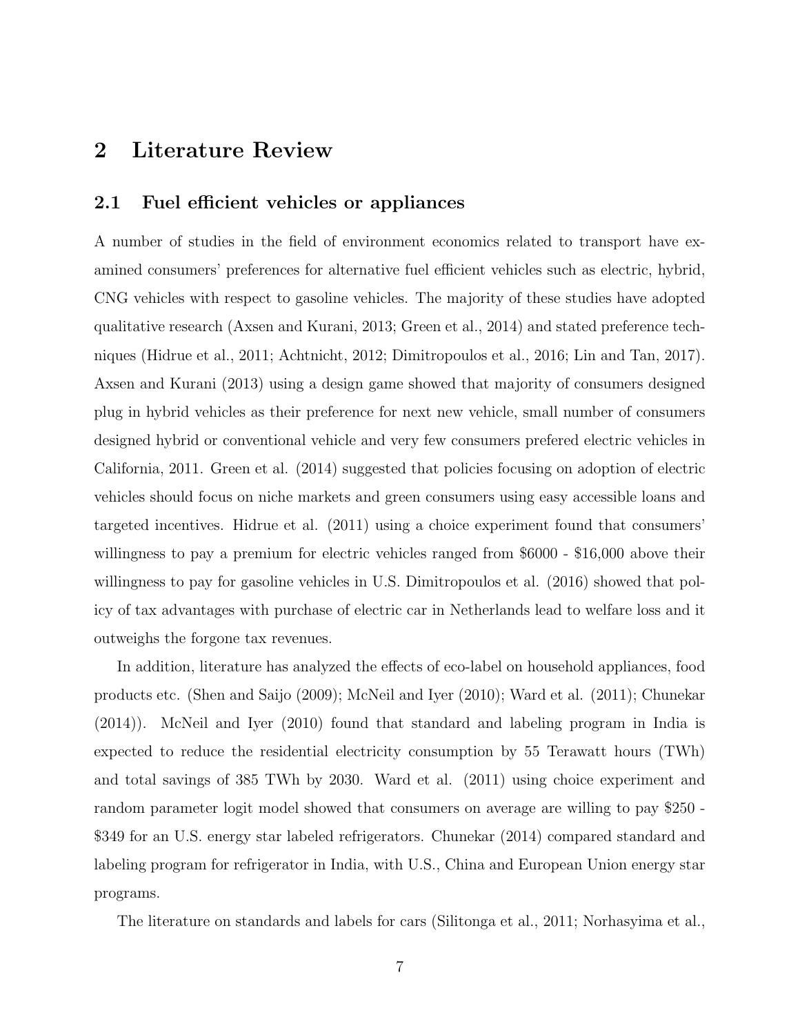## 2 Literature Review

### 2.1 Fuel efficient vehicles or appliances

A number of studies in the field of environment economics related to transport have examined consumers' preferences for alternative fuel efficient vehicles such as electric, hybrid, CNG vehicles with respect to gasoline vehicles. The majority of these studies have adopted qualitative research (Axsen and Kurani, 2013; Green et al., 2014) and stated preference techniques (Hidrue et al., 2011; Achtnicht, 2012; Dimitropoulos et al., 2016; Lin and Tan, 2017). Axsen and Kurani (2013) using a design game showed that majority of consumers designed plug in hybrid vehicles as their preference for next new vehicle, small number of consumers designed hybrid or conventional vehicle and very few consumers prefered electric vehicles in California, 2011. Green et al. (2014) suggested that policies focusing on adoption of electric vehicles should focus on niche markets and green consumers using easy accessible loans and targeted incentives. Hidrue et al. (2011) using a choice experiment found that consumers' willingness to pay a premium for electric vehicles ranged from $6000 - $16,000 above their willingness to pay for gasoline vehicles in U.S. Dimitropoulos et al. (2016) showed that policy of tax advantages with purchase of electric car in Netherlands lead to welfare loss and it outweighs the forgone tax revenues.

In addition, literature has analyzed the effects of eco-label on household appliances, food products etc. (Shen and Saijo (2009); McNeil and Iyer (2010); Ward et al. (2011); Chunekar (2014)). McNeil and Iyer (2010) found that standard and labeling program in India is expected to reduce the residential electricity consumption by 55 Terawatt hours (TWh) and total savings of 385 TWh by 2030. Ward et al. (2011) using choice experiment and random parameter logit model showed that consumers on average are willing to pay $250 - $349 for an U.S. energy star labeled refrigerators. Chunekar (2014) compared standard and labeling program for refrigerator in India, with U.S., China and European Union energy star programs.

The literature on standards and labels for cars (Silitonga et al., 2011; Norhasyima et al.,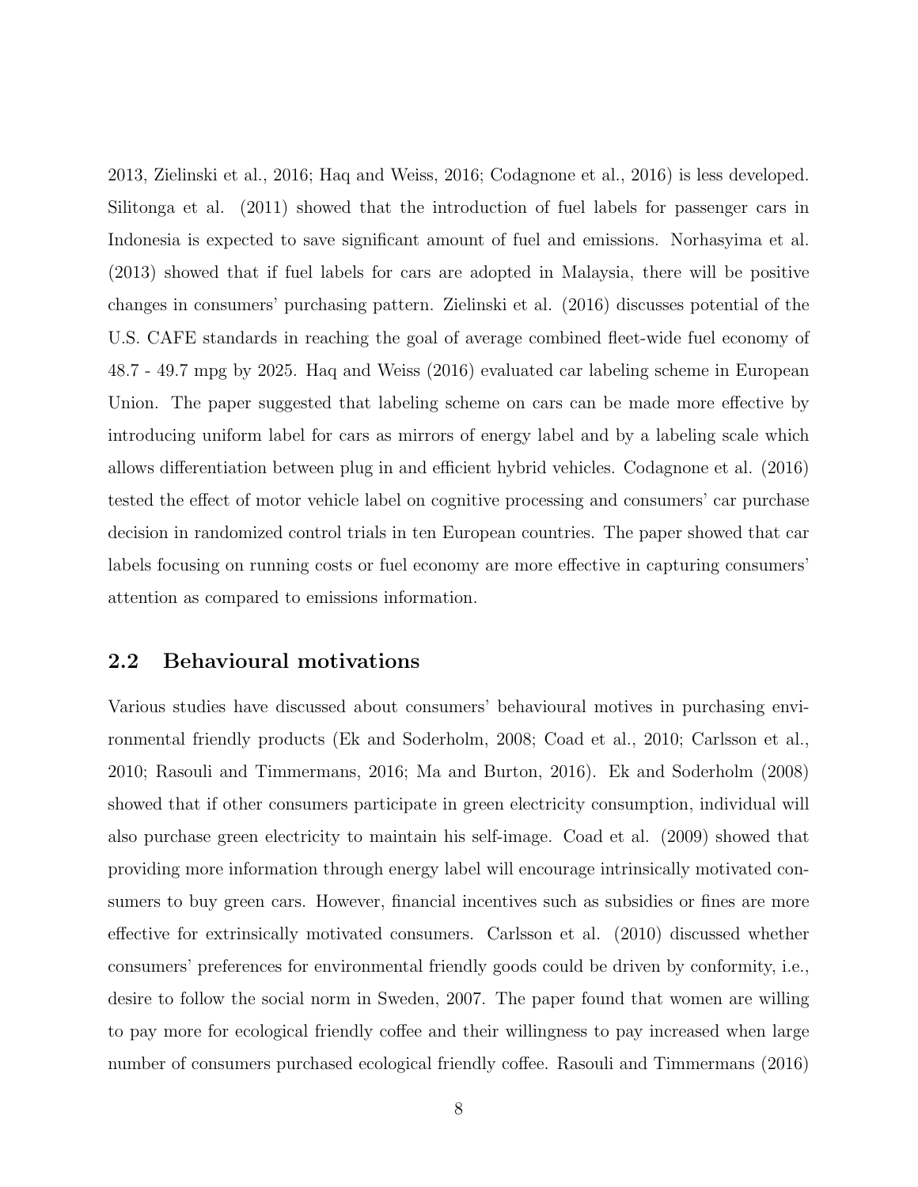2013, Zielinski et al., 2016; Haq and Weiss, 2016; Codagnone et al., 2016) is less developed. Silitonga et al. (2011) showed that the introduction of fuel labels for passenger cars in Indonesia is expected to save significant amount of fuel and emissions. Norhasyima et al. (2013) showed that if fuel labels for cars are adopted in Malaysia, there will be positive changes in consumers' purchasing pattern. Zielinski et al. (2016) discusses potential of the U.S. CAFE standards in reaching the goal of average combined fleet-wide fuel economy of 48.7 - 49.7 mpg by 2025. Haq and Weiss (2016) evaluated car labeling scheme in European Union. The paper suggested that labeling scheme on cars can be made more effective by introducing uniform label for cars as mirrors of energy label and by a labeling scale which allows differentiation between plug in and efficient hybrid vehicles. Codagnone et al. (2016) tested the effect of motor vehicle label on cognitive processing and consumers' car purchase decision in randomized control trials in ten European countries. The paper showed that car labels focusing on running costs or fuel economy are more effective in capturing consumers' attention as compared to emissions information.

## 2.2 Behavioural motivations

Various studies have discussed about consumers' behavioural motives in purchasing environmental friendly products (Ek and Soderholm, 2008; Coad et al., 2010; Carlsson et al., 2010; Rasouli and Timmermans, 2016; Ma and Burton, 2016). Ek and Soderholm (2008) showed that if other consumers participate in green electricity consumption, individual will also purchase green electricity to maintain his self-image. Coad et al. (2009) showed that providing more information through energy label will encourage intrinsically motivated consumers to buy green cars. However, financial incentives such as subsidies or fines are more effective for extrinsically motivated consumers. Carlsson et al. (2010) discussed whether consumers' preferences for environmental friendly goods could be driven by conformity, i.e., desire to follow the social norm in Sweden, 2007. The paper found that women are willing to pay more for ecological friendly coffee and their willingness to pay increased when large number of consumers purchased ecological friendly coffee. Rasouli and Timmermans (2016)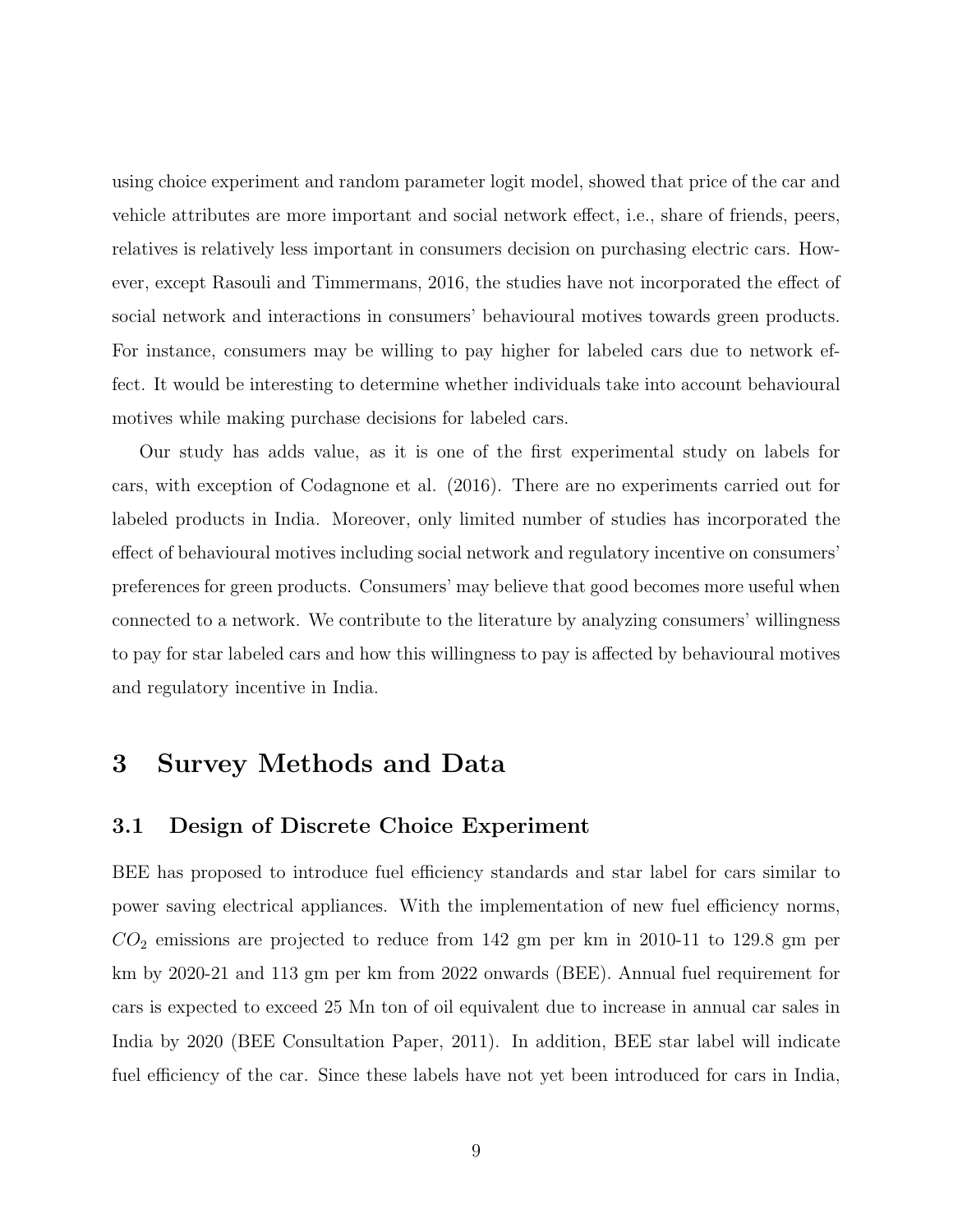using choice experiment and random parameter logit model, showed that price of the car and vehicle attributes are more important and social network effect, i.e., share of friends, peers, relatives is relatively less important in consumers decision on purchasing electric cars. However, except Rasouli and Timmermans, 2016, the studies have not incorporated the effect of social network and interactions in consumers' behavioural motives towards green products. For instance, consumers may be willing to pay higher for labeled cars due to network effect. It would be interesting to determine whether individuals take into account behavioural motives while making purchase decisions for labeled cars.

Our study has adds value, as it is one of the first experimental study on labels for cars, with exception of Codagnone et al. (2016). There are no experiments carried out for labeled products in India. Moreover, only limited number of studies has incorporated the effect of behavioural motives including social network and regulatory incentive on consumers' preferences for green products. Consumers' may believe that good becomes more useful when connected to a network. We contribute to the literature by analyzing consumers' willingness to pay for star labeled cars and how this willingness to pay is affected by behavioural motives and regulatory incentive in India.

# 3 Survey Methods and Data

## 3.1 Design of Discrete Choice Experiment

BEE has proposed to introduce fuel efficiency standards and star label for cars similar to power saving electrical appliances. With the implementation of new fuel efficiency norms, $CO_2$ emissions are projected to reduce from 142 gm per km in 2010-11 to 129.8 gm per km by 2020-21 and 113 gm per km from 2022 onwards (BEE). Annual fuel requirement for cars is expected to exceed 25 Mn ton of oil equivalent due to increase in annual car sales in India by 2020 (BEE Consultation Paper, 2011). In addition, BEE star label will indicate fuel efficiency of the car. Since these labels have not yet been introduced for cars in India,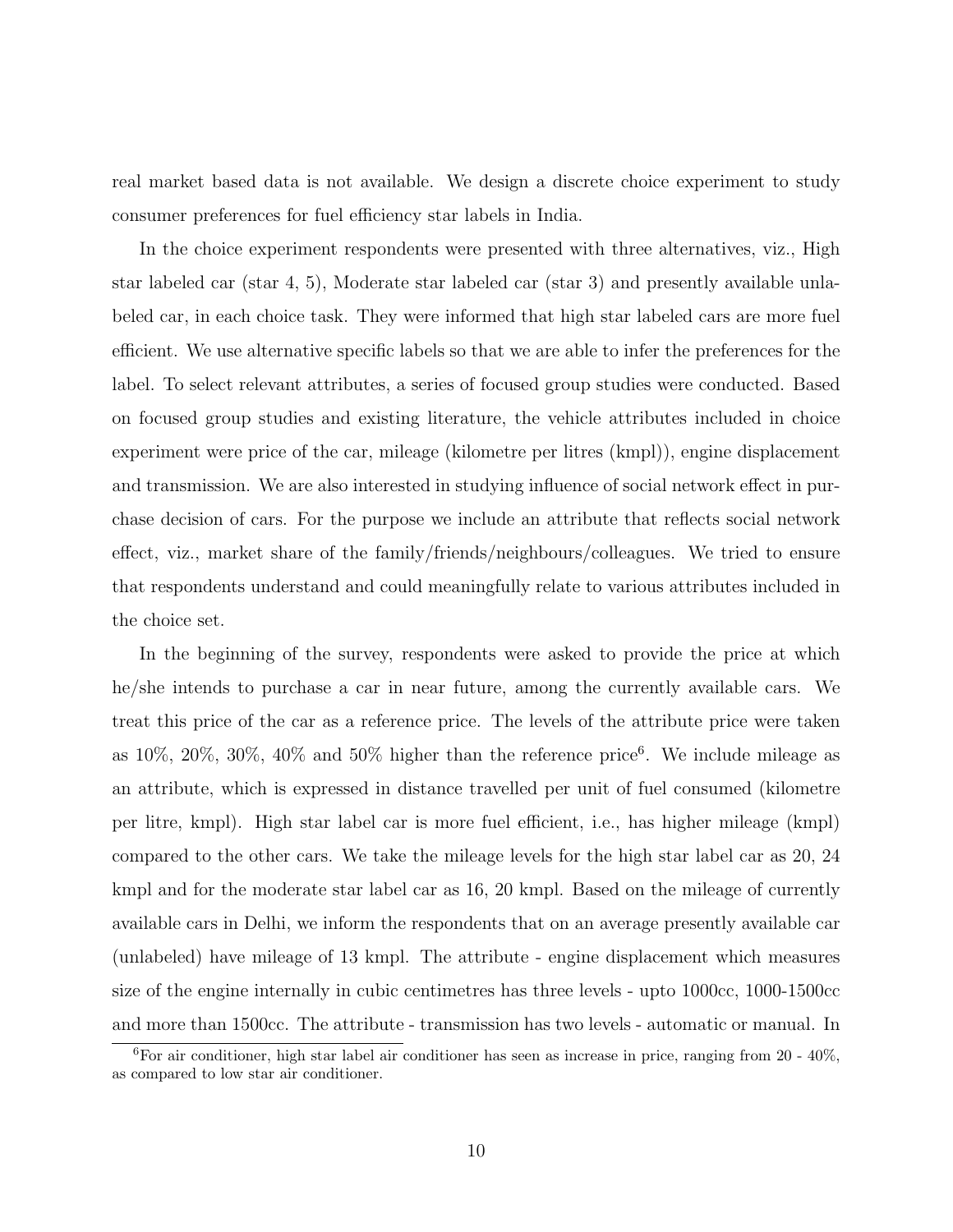real market based data is not available. We design a discrete choice experiment to study consumer preferences for fuel efficiency star labels in India.

In the choice experiment respondents were presented with three alternatives, viz., High star labeled car (star 4, 5), Moderate star labeled car (star 3) and presently available unlabeled car, in each choice task. They were informed that high star labeled cars are more fuel efficient. We use alternative specific labels so that we are able to infer the preferences for the label. To select relevant attributes, a series of focused group studies were conducted. Based on focused group studies and existing literature, the vehicle attributes included in choice experiment were price of the car, mileage (kilometre per litres (kmpl)), engine displacement and transmission. We are also interested in studying influence of social network effect in purchase decision of cars. For the purpose we include an attribute that reflects social network effect, viz., market share of the family/friends/neighbours/colleagues. We tried to ensure that respondents understand and could meaningfully relate to various attributes included in the choice set.

In the beginning of the survey, respondents were asked to provide the price at which he/she intends to purchase a car in near future, among the currently available cars. We treat this price of the car as a reference price. The levels of the attribute price were taken as 10%, 20%, 30%, 40% and 50% higher than the reference price[6]. We include mileage as an attribute, which is expressed in distance travelled per unit of fuel consumed (kilometre per litre, kmpl). High star label car is more fuel efficient, i.e., has higher mileage (kmpl) compared to the other cars. We take the mileage levels for the high star label car as 20, 24 kmpl and for the moderate star label car as 16, 20 kmpl. Based on the mileage of currently available cars in Delhi, we inform the respondents that on an average presently available car (unlabeled) have mileage of 13 kmpl. The attribute - engine displacement which measures size of the engine internally in cubic centimetres has three levels - upto 1000cc, 1000-1500cc and more than 1500cc. The attribute - transmission has two levels - automatic or manual. In

[6] For air conditioner, high star label air conditioner has seen as increase in price, ranging from 20 - 40%, as compared to low star air conditioner.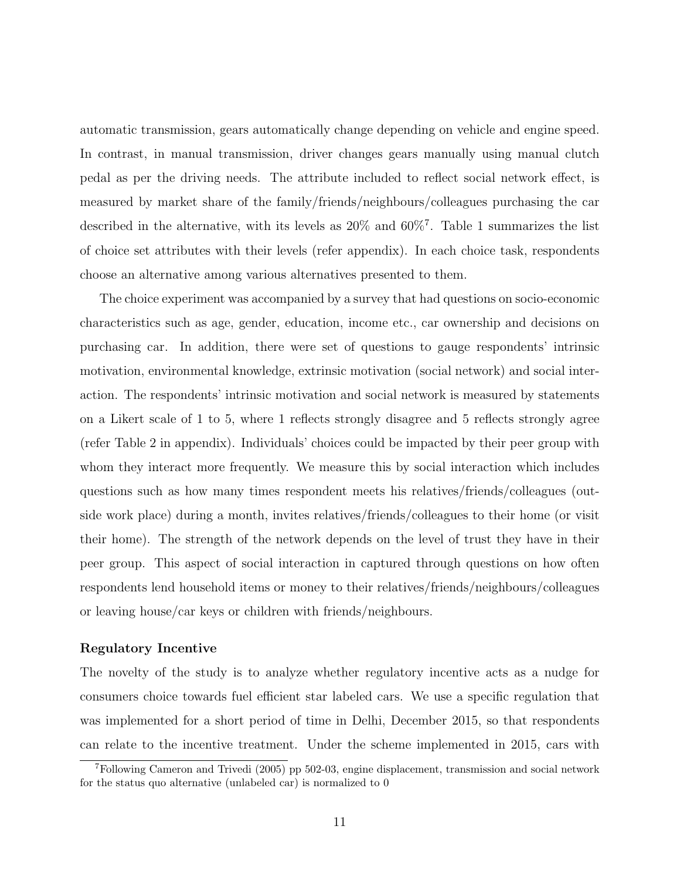automatic transmission, gears automatically change depending on vehicle and engine speed. In contrast, in manual transmission, driver changes gears manually using manual clutch pedal as per the driving needs. The attribute included to reflect social network effect, is measured by market share of the family/friends/neighbours/colleagues purchasing the car described in the alternative, with its levels as 20% and 60%[7]. Table 1 summarizes the list of choice set attributes with their levels (refer appendix). In each choice task, respondents choose an alternative among various alternatives presented to them.

The choice experiment was accompanied by a survey that had questions on socio-economic characteristics such as age, gender, education, income etc., car ownership and decisions on purchasing car. In addition, there were set of questions to gauge respondents' intrinsic motivation, environmental knowledge, extrinsic motivation (social network) and social interaction. The respondents' intrinsic motivation and social network is measured by statements on a Likert scale of 1 to 5, where 1 reflects strongly disagree and 5 reflects strongly agree (refer Table 2 in appendix). Individuals' choices could be impacted by their peer group with whom they interact more frequently. We measure this by social interaction which includes questions such as how many times respondent meets his relatives/friends/colleagues (outside work place) during a month, invites relatives/friends/colleagues to their home (or visit their home). The strength of the network depends on the level of trust they have in their peer group. This aspect of social interaction in captured through questions on how often respondents lend household items or money to their relatives/friends/neighbours/colleagues or leaving house/car keys or children with friends/neighbours.

**Regulatory Incentive**

The novelty of the study is to analyze whether regulatory incentive acts as a nudge for consumers choice towards fuel efficient star labeled cars. We use a specific regulation that was implemented for a short period of time in Delhi, December 2015, so that respondents can relate to the incentive treatment. Under the scheme implemented in 2015, cars with

[7]Following Cameron and Trivedi (2005) pp 502-03, engine displacement, transmission and social network for the status quo alternative (unlabeled car) is normalized to 0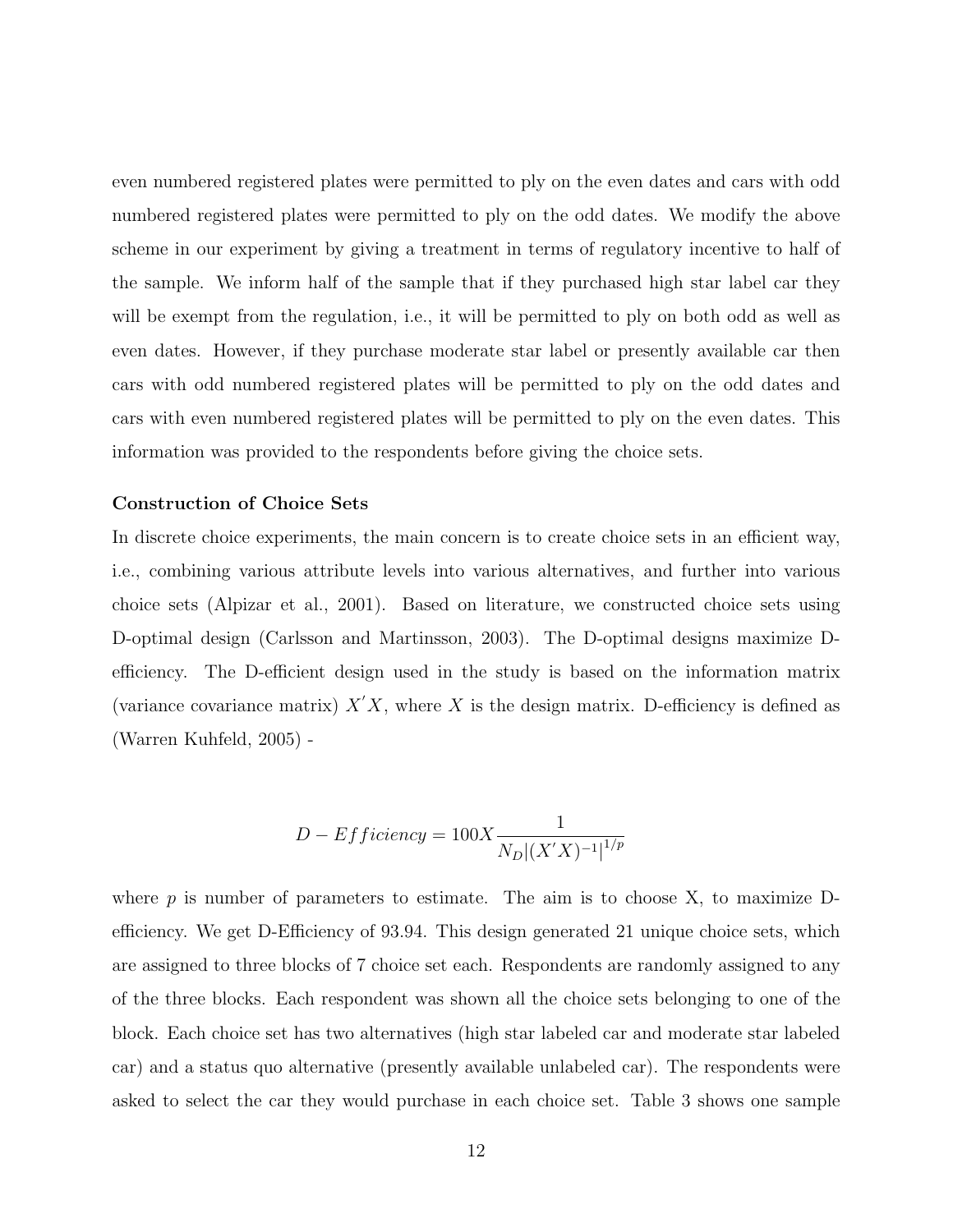even numbered registered plates were permitted to ply on the even dates and cars with odd numbered registered plates were permitted to ply on the odd dates. We modify the above scheme in our experiment by giving a treatment in terms of regulatory incentive to half of the sample. We inform half of the sample that if they purchased high star label car they will be exempt from the regulation, i.e., it will be permitted to ply on both odd as well as even dates. However, if they purchase moderate star label or presently available car then cars with odd numbered registered plates will be permitted to ply on the odd dates and cars with even numbered registered plates will be permitted to ply on the even dates. This information was provided to the respondents before giving the choice sets.

**Construction of Choice Sets**

In discrete choice experiments, the main concern is to create choice sets in an efficient way, i.e., combining various attribute levels into various alternatives, and further into various choice sets (Alpizar et al., 2001). Based on literature, we constructed choice sets using D-optimal design (Carlsson and Martinsson, 2003). The D-optimal designs maximize D-efficiency. The D-efficient design used in the study is based on the information matrix (variance covariance matrix) $X'X$, where $X$ is the design matrix. D-efficiency is defined as (Warren Kuhfeld, 2005) -

$$D - Efficiency = 100X \frac{1}{N_D|(X'X)^{-1}|^{1/p}}$$

where $p$ is number of parameters to estimate. The aim is to choose X, to maximize D-efficiency. We get D-Efficiency of 93.94. This design generated 21 unique choice sets, which are assigned to three blocks of 7 choice set each. Respondents are randomly assigned to any of the three blocks. Each respondent was shown all the choice sets belonging to one of the block. Each choice set has two alternatives (high star labeled car and moderate star labeled car) and a status quo alternative (presently available unlabeled car). The respondents were asked to select the car they would purchase in each choice set. Table 3 shows one sample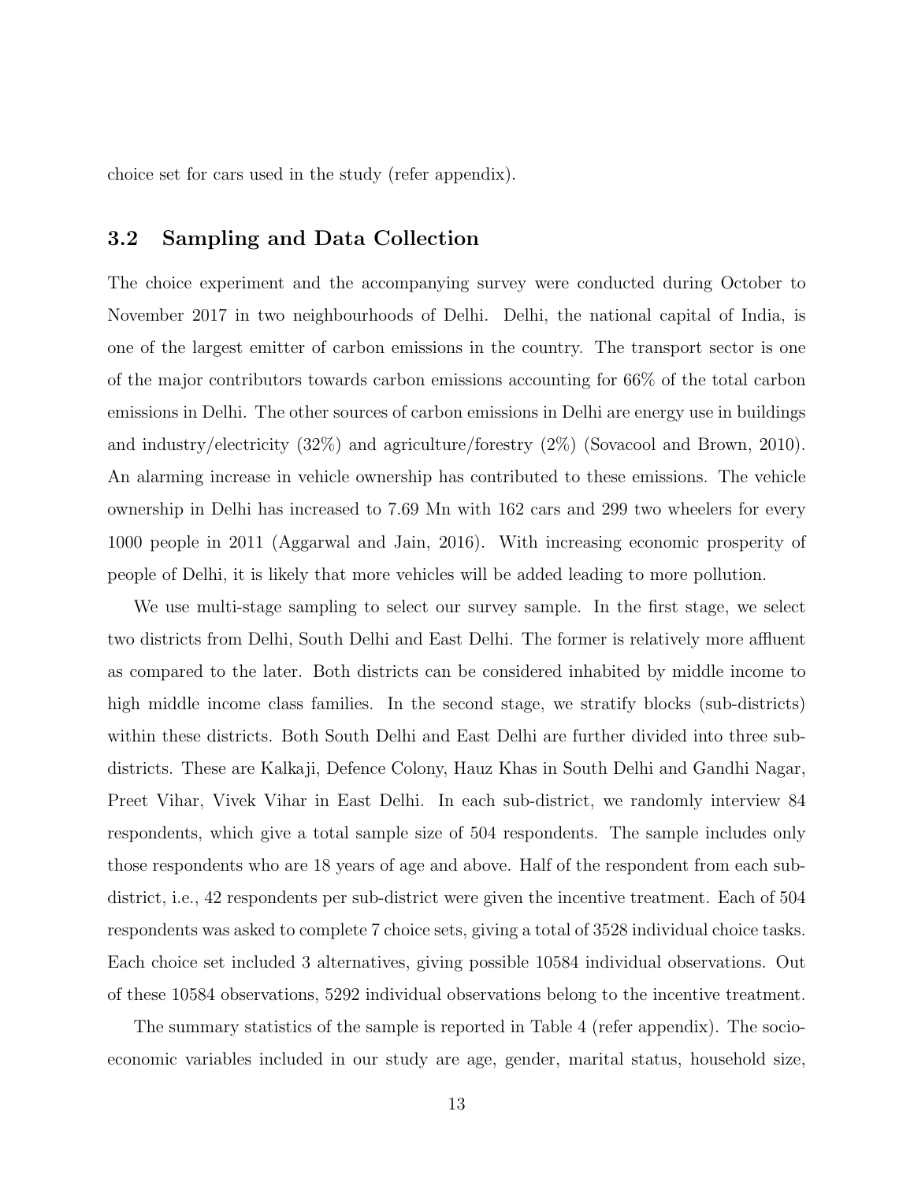choice set for cars used in the study (refer appendix).

## 3.2 Sampling and Data Collection

The choice experiment and the accompanying survey were conducted during October to November 2017 in two neighbourhoods of Delhi. Delhi, the national capital of India, is one of the largest emitter of carbon emissions in the country. The transport sector is one of the major contributors towards carbon emissions accounting for 66% of the total carbon emissions in Delhi. The other sources of carbon emissions in Delhi are energy use in buildings and industry/electricity (32%) and agriculture/forestry (2%) (Sovacool and Brown, 2010). An alarming increase in vehicle ownership has contributed to these emissions. The vehicle ownership in Delhi has increased to 7.69 Mn with 162 cars and 299 two wheelers for every 1000 people in 2011 (Aggarwal and Jain, 2016). With increasing economic prosperity of people of Delhi, it is likely that more vehicles will be added leading to more pollution.

We use multi-stage sampling to select our survey sample. In the first stage, we select two districts from Delhi, South Delhi and East Delhi. The former is relatively more affluent as compared to the later. Both districts can be considered inhabited by middle income to high middle income class families. In the second stage, we stratify blocks (sub-districts) within these districts. Both South Delhi and East Delhi are further divided into three sub-districts. These are Kalkaji, Defence Colony, Hauz Khas in South Delhi and Gandhi Nagar, Preet Vihar, Vivek Vihar in East Delhi. In each sub-district, we randomly interview 84 respondents, which give a total sample size of 504 respondents. The sample includes only those respondents who are 18 years of age and above. Half of the respondent from each sub-district, i.e., 42 respondents per sub-district were given the incentive treatment. Each of 504 respondents was asked to complete 7 choice sets, giving a total of 3528 individual choice tasks. Each choice set included 3 alternatives, giving possible 10584 individual observations. Out of these 10584 observations, 5292 individual observations belong to the incentive treatment.

The summary statistics of the sample is reported in Table 4 (refer appendix). The socio-economic variables included in our study are age, gender, marital status, household size,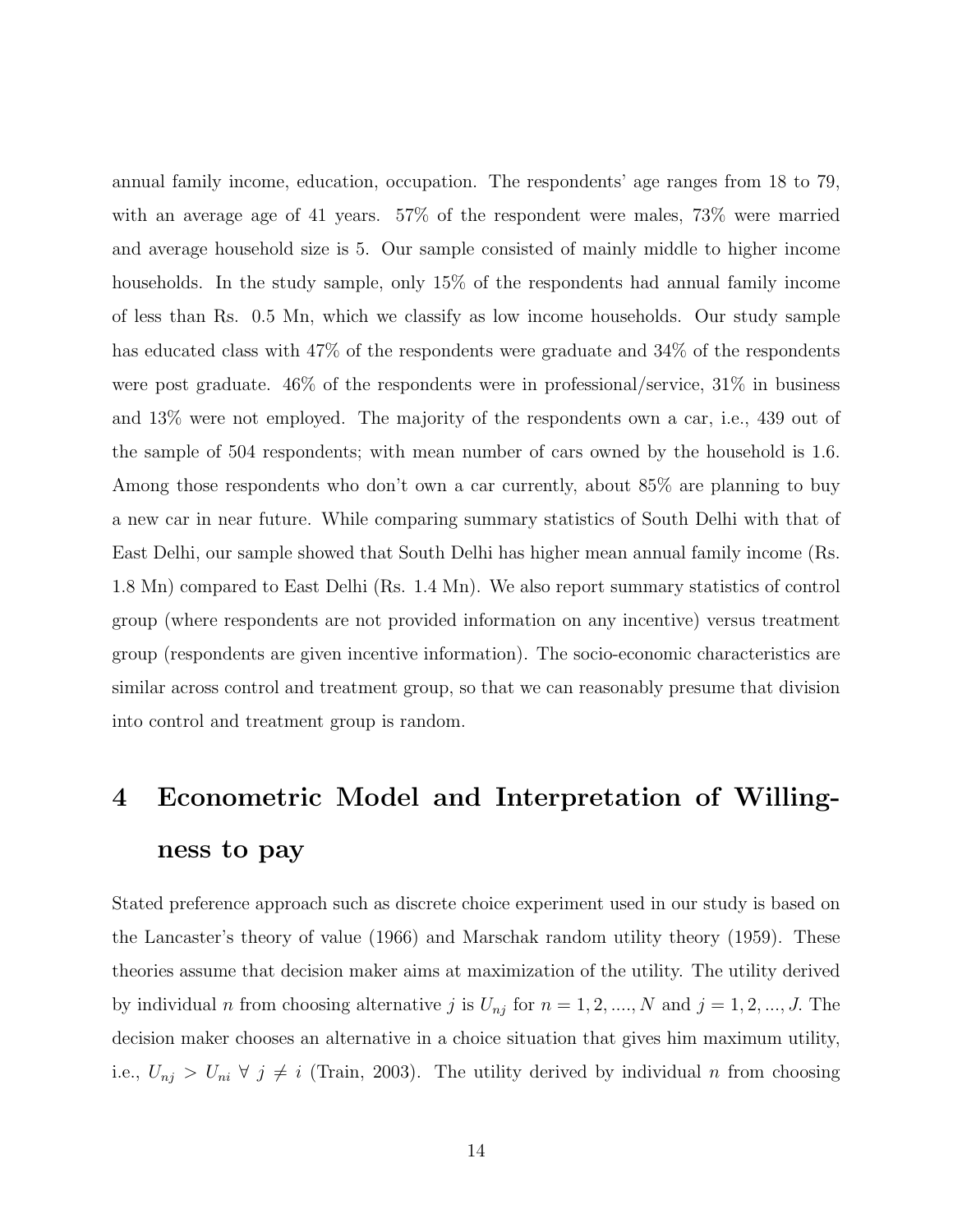annual family income, education, occupation. The respondents' age ranges from 18 to 79, with an average age of 41 years. 57% of the respondent were males, 73% were married and average household size is 5. Our sample consisted of mainly middle to higher income households. In the study sample, only 15% of the respondents had annual family income of less than Rs. 0.5 Mn, which we classify as low income households. Our study sample has educated class with 47% of the respondents were graduate and 34% of the respondents were post graduate. 46% of the respondents were in professional/service, 31% in business and 13% were not employed. The majority of the respondents own a car, i.e., 439 out of the sample of 504 respondents; with mean number of cars owned by the household is 1.6. Among those respondents who don't own a car currently, about 85% are planning to buy a new car in near future. While comparing summary statistics of South Delhi with that of East Delhi, our sample showed that South Delhi has higher mean annual family income (Rs. 1.8 Mn) compared to East Delhi (Rs. 1.4 Mn). We also report summary statistics of control group (where respondents are not provided information on any incentive) versus treatment group (respondents are given incentive information). The socio-economic characteristics are similar across control and treatment group, so that we can reasonably presume that division into control and treatment group is random.

# 4 Econometric Model and Interpretation of Willingness to pay

Stated preference approach such as discrete choice experiment used in our study is based on the Lancaster's theory of value (1966) and Marschak random utility theory (1959). These theories assume that decision maker aims at maximization of the utility. The utility derived by individual $n$ from choosing alternative $j$ is $U_{nj}$ for $n = 1, 2, ...., N$ and $j = 1, 2, ..., J$. The decision maker chooses an alternative in a choice situation that gives him maximum utility, i.e., $U_{nj} > U_{ni} \; \forall \; j \neq i$ (Train, 2003). The utility derived by individual $n$ from choosing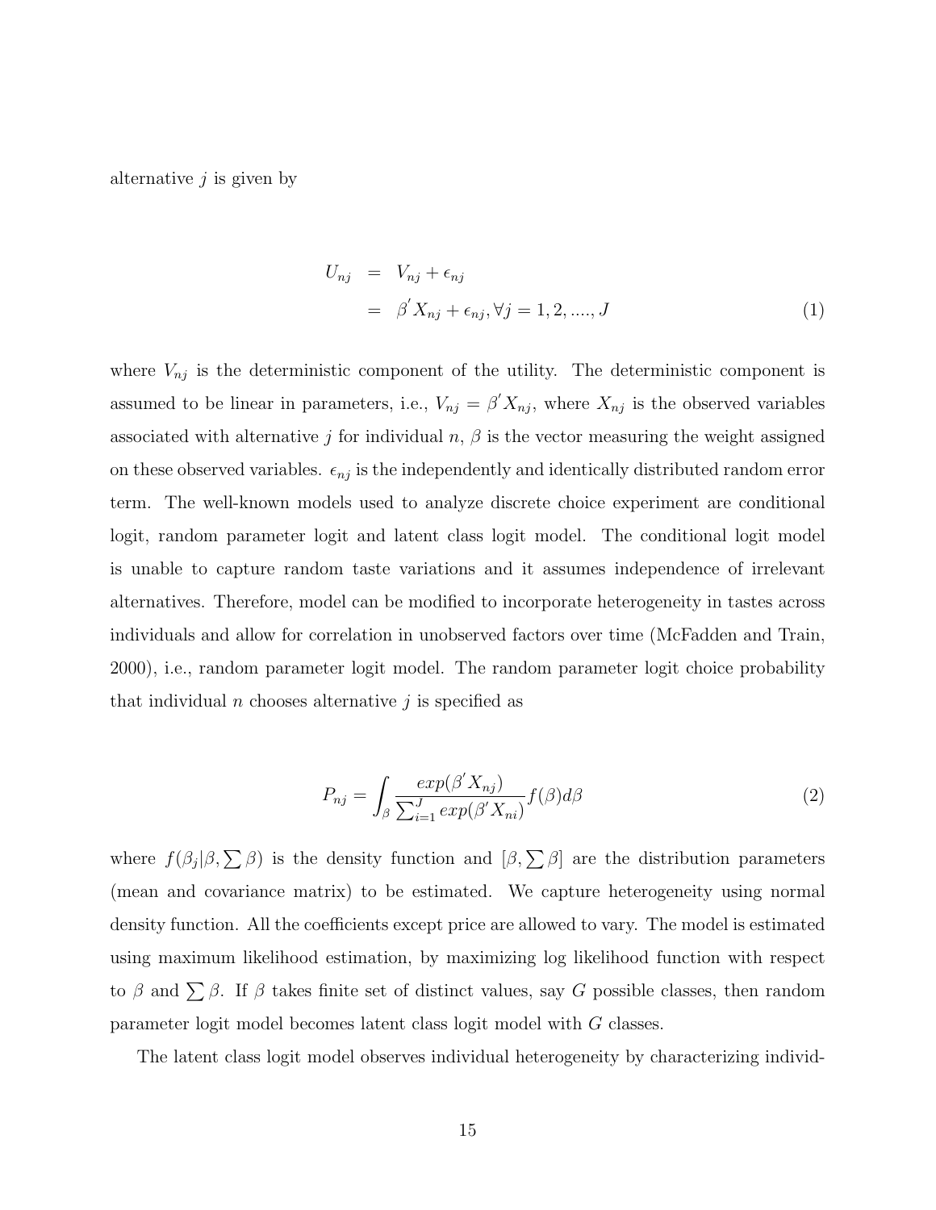alternative $j$ is given by

$$
\begin{aligned}
U_{nj} &= V_{nj} + \epsilon_{nj} \\
&= \beta^{'} X_{nj} + \epsilon_{nj}, \forall j = 1, 2, ...., J
\end{aligned}
\tag{1}
$$

where $V_{nj}$ is the deterministic component of the utility. The deterministic component is assumed to be linear in parameters, i.e., $V_{nj} = \beta^{'} X_{nj}$, where $X_{nj}$ is the observed variables associated with alternative $j$ for individual $n$, $\beta$ is the vector measuring the weight assigned on these observed variables. $\epsilon_{nj}$ is the independently and identically distributed random error term. The well-known models used to analyze discrete choice experiment are conditional logit, random parameter logit and latent class logit model. The conditional logit model is unable to capture random taste variations and it assumes independence of irrelevant alternatives. Therefore, model can be modified to incorporate heterogeneity in tastes across individuals and allow for correlation in unobserved factors over time (McFadden and Train, 2000), i.e., random parameter logit model. The random parameter logit choice probability that individual $n$ chooses alternative $j$ is specified as

$$
P_{nj} = \int_{\beta} \frac{exp(\beta^{'} X_{nj})}{\sum_{i=1}^{J} exp(\beta^{'} X_{ni})} f(\beta) d\beta \tag{2}
$$

where $f(\beta_j | \beta, \sum \beta)$ is the density function and $[\beta, \sum \beta]$ are the distribution parameters (mean and covariance matrix) to be estimated. We capture heterogeneity using normal density function. All the coefficients except price are allowed to vary. The model is estimated using maximum likelihood estimation, by maximizing log likelihood function with respect to $\beta$ and $\sum \beta$. If $\beta$ takes finite set of distinct values, say $G$ possible classes, then random parameter logit model becomes latent class logit model with $G$ classes.

The latent class logit model observes individual heterogeneity by characterizing individ-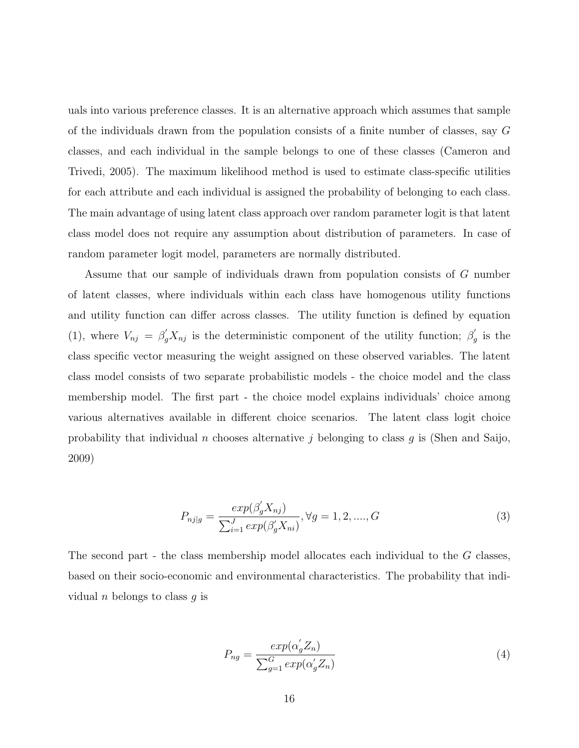uals into various preference classes. It is an alternative approach which assumes that sample of the individuals drawn from the population consists of a finite number of classes, say $G$ classes, and each individual in the sample belongs to one of these classes (Cameron and Trivedi, 2005). The maximum likelihood method is used to estimate class-specific utilities for each attribute and each individual is assigned the probability of belonging to each class. The main advantage of using latent class approach over random parameter logit is that latent class model does not require any assumption about distribution of parameters. In case of random parameter logit model, parameters are normally distributed.

Assume that our sample of individuals drawn from population consists of $G$ number of latent classes, where individuals within each class have homogenous utility functions and utility function can differ across classes. The utility function is defined by equation (1), where $V_{nj} = \beta_g^{'} X_{nj}$ is the deterministic component of the utility function; $\beta_g^{'}$ is the class specific vector measuring the weight assigned on these observed variables. The latent class model consists of two separate probabilistic models - the choice model and the class membership model. The first part - the choice model explains individuals' choice among various alternatives available in different choice scenarios. The latent class logit choice probability that individual $n$ chooses alternative $j$ belonging to class $g$ is (Shen and Saijo, 2009)

$$P_{nj|g} = \frac{exp(\beta_g^{'} X_{nj})}{\sum_{i=1}^{J} exp(\beta_g^{'} X_{ni})}, \forall g = 1, 2, ...., G \tag{3}$$

The second part - the class membership model allocates each individual to the $G$ classes, based on their socio-economic and environmental characteristics. The probability that individual $n$ belongs to class $g$ is

$$P_{ng} = \frac{exp(\alpha_g^{'} Z_n)}{\sum_{g=1}^{G} exp(\alpha_g^{'} Z_n)} \tag{4}$$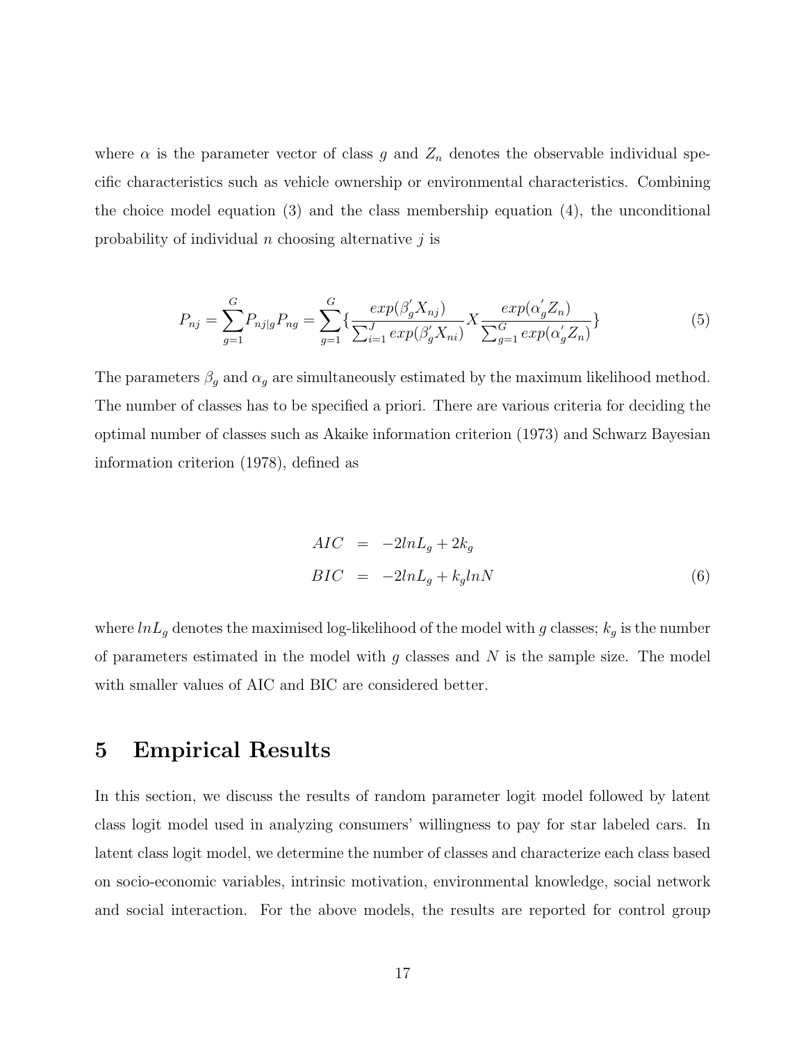where $\alpha$ is the parameter vector of class $g$ and $Z_n$ denotes the observable individual specific characteristics such as vehicle ownership or environmental characteristics. Combining the choice model equation (3) and the class membership equation (4), the unconditional probability of individual $n$ choosing alternative $j$ is

$$P_{nj} = \sum_{g=1}^{G} P_{nj|g} P_{ng} = \sum_{g=1}^{G} \{ \frac{exp(\beta_g^{'} X_{nj})}{\sum_{i=1}^{J} exp(\beta_g^{'} X_{ni})} X \frac{exp(\alpha_g^{'} Z_n)}{\sum_{g=1}^{G} exp(\alpha_g^{'} Z_n)} \} \tag{5}$$

The parameters $\beta_g$ and $\alpha_g$ are simultaneously estimated by the maximum likelihood method. The number of classes has to be specified a priori. There are various criteria for deciding the optimal number of classes such as Akaike information criterion (1973) and Schwarz Bayesian information criterion (1978), defined as

$$\begin{aligned} AIC &= -2lnL_g + 2k_g \\ BIC &= -2lnL_g + k_g lnN \end{aligned} \tag{6}$$

where $lnL_g$ denotes the maximised log-likelihood of the model with $g$ classes; $k_g$ is the number of parameters estimated in the model with $g$ classes and $N$ is the sample size. The model with smaller values of AIC and BIC are considered better.

# 5 Empirical Results

In this section, we discuss the results of random parameter logit model followed by latent class logit model used in analyzing consumers' willingness to pay for star labeled cars. In latent class logit model, we determine the number of classes and characterize each class based on socio-economic variables, intrinsic motivation, environmental knowledge, social network and social interaction. For the above models, the results are reported for control group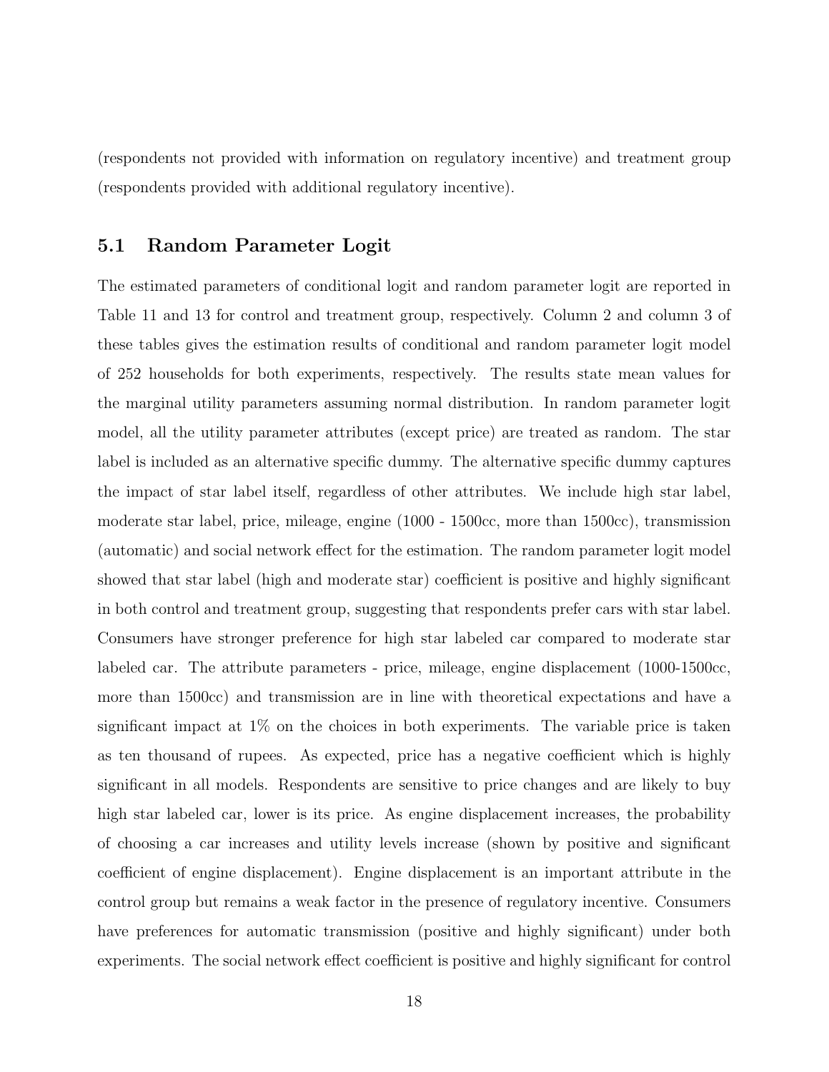(respondents not provided with information on regulatory incentive) and treatment group (respondents provided with additional regulatory incentive).

## 5.1 Random Parameter Logit

The estimated parameters of conditional logit and random parameter logit are reported in Table 11 and 13 for control and treatment group, respectively. Column 2 and column 3 of these tables gives the estimation results of conditional and random parameter logit model of 252 households for both experiments, respectively. The results state mean values for the marginal utility parameters assuming normal distribution. In random parameter logit model, all the utility parameter attributes (except price) are treated as random. The star label is included as an alternative specific dummy. The alternative specific dummy captures the impact of star label itself, regardless of other attributes. We include high star label, moderate star label, price, mileage, engine (1000 - 1500cc, more than 1500cc), transmission (automatic) and social network effect for the estimation. The random parameter logit model showed that star label (high and moderate star) coefficient is positive and highly significant in both control and treatment group, suggesting that respondents prefer cars with star label. Consumers have stronger preference for high star labeled car compared to moderate star labeled car. The attribute parameters - price, mileage, engine displacement (1000-1500cc, more than 1500cc) and transmission are in line with theoretical expectations and have a significant impact at 1% on the choices in both experiments. The variable price is taken as ten thousand of rupees. As expected, price has a negative coefficient which is highly significant in all models. Respondents are sensitive to price changes and are likely to buy high star labeled car, lower is its price. As engine displacement increases, the probability of choosing a car increases and utility levels increase (shown by positive and significant coefficient of engine displacement). Engine displacement is an important attribute in the control group but remains a weak factor in the presence of regulatory incentive. Consumers have preferences for automatic transmission (positive and highly significant) under both experiments. The social network effect coefficient is positive and highly significant for control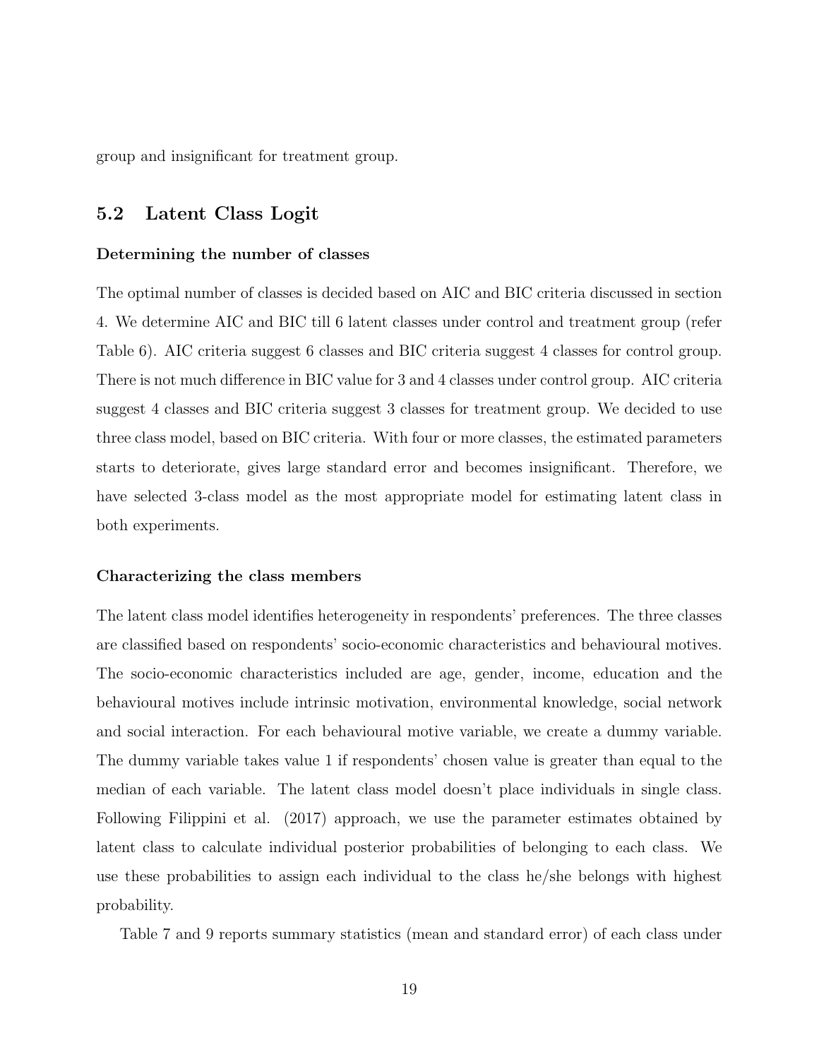group and insignificant for treatment group.

## 5.2 Latent Class Logit

**Determining the number of classes**

The optimal number of classes is decided based on AIC and BIC criteria discussed in section 4. We determine AIC and BIC till 6 latent classes under control and treatment group (refer Table 6). AIC criteria suggest 6 classes and BIC criteria suggest 4 classes for control group. There is not much difference in BIC value for 3 and 4 classes under control group. AIC criteria suggest 4 classes and BIC criteria suggest 3 classes for treatment group. We decided to use three class model, based on BIC criteria. With four or more classes, the estimated parameters starts to deteriorate, gives large standard error and becomes insignificant. Therefore, we have selected 3-class model as the most appropriate model for estimating latent class in both experiments.

**Characterizing the class members**

The latent class model identifies heterogeneity in respondents' preferences. The three classes are classified based on respondents' socio-economic characteristics and behavioural motives. The socio-economic characteristics included are age, gender, income, education and the behavioural motives include intrinsic motivation, environmental knowledge, social network and social interaction. For each behavioural motive variable, we create a dummy variable. The dummy variable takes value 1 if respondents' chosen value is greater than equal to the median of each variable. The latent class model doesn't place individuals in single class. Following Filippini et al. (2017) approach, we use the parameter estimates obtained by latent class to calculate individual posterior probabilities of belonging to each class. We use these probabilities to assign each individual to the class he/she belongs with highest probability.

Table 7 and 9 reports summary statistics (mean and standard error) of each class under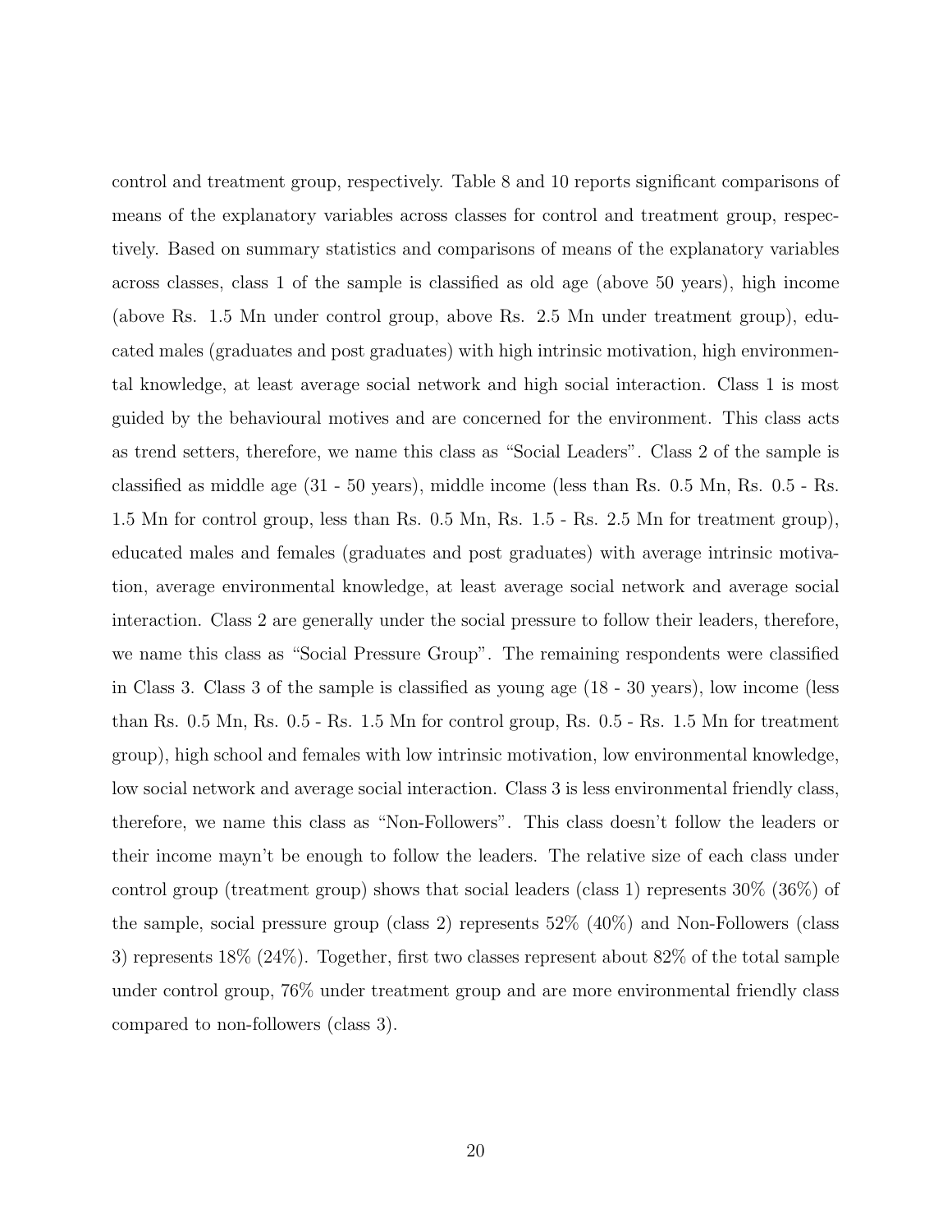control and treatment group, respectively. Table 8 and 10 reports significant comparisons of means of the explanatory variables across classes for control and treatment group, respectively. Based on summary statistics and comparisons of means of the explanatory variables across classes, class 1 of the sample is classified as old age (above 50 years), high income (above Rs. 1.5 Mn under control group, above Rs. 2.5 Mn under treatment group), educated males (graduates and post graduates) with high intrinsic motivation, high environmental knowledge, at least average social network and high social interaction. Class 1 is most guided by the behavioural motives and are concerned for the environment. This class acts as trend setters, therefore, we name this class as "Social Leaders". Class 2 of the sample is classified as middle age (31 - 50 years), middle income (less than Rs. 0.5 Mn, Rs. 0.5 - Rs. 1.5 Mn for control group, less than Rs. 0.5 Mn, Rs. 1.5 - Rs. 2.5 Mn for treatment group), educated males and females (graduates and post graduates) with average intrinsic motivation, average environmental knowledge, at least average social network and average social interaction. Class 2 are generally under the social pressure to follow their leaders, therefore, we name this class as "Social Pressure Group". The remaining respondents were classified in Class 3. Class 3 of the sample is classified as young age (18 - 30 years), low income (less than Rs. 0.5 Mn, Rs. 0.5 - Rs. 1.5 Mn for control group, Rs. 0.5 - Rs. 1.5 Mn for treatment group), high school and females with low intrinsic motivation, low environmental knowledge, low social network and average social interaction. Class 3 is less environmental friendly class, therefore, we name this class as "Non-Followers". This class doesn't follow the leaders or their income mayn't be enough to follow the leaders. The relative size of each class under control group (treatment group) shows that social leaders (class 1) represents 30% (36%) of the sample, social pressure group (class 2) represents 52% (40%) and Non-Followers (class 3) represents 18% (24%). Together, first two classes represent about 82% of the total sample under control group, 76% under treatment group and are more environmental friendly class compared to non-followers (class 3).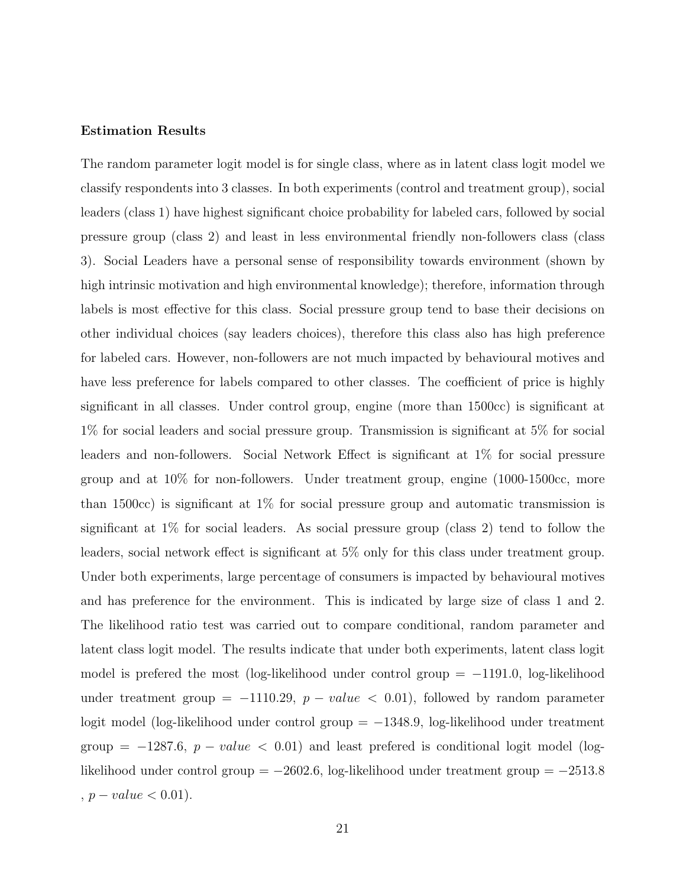**Estimation Results**

The random parameter logit model is for single class, where as in latent class logit model we classify respondents into 3 classes. In both experiments (control and treatment group), social leaders (class 1) have highest significant choice probability for labeled cars, followed by social pressure group (class 2) and least in less environmental friendly non-followers class (class 3). Social Leaders have a personal sense of responsibility towards environment (shown by high intrinsic motivation and high environmental knowledge); therefore, information through labels is most effective for this class. Social pressure group tend to base their decisions on other individual choices (say leaders choices), therefore this class also has high preference for labeled cars. However, non-followers are not much impacted by behavioural motives and have less preference for labels compared to other classes. The coefficient of price is highly significant in all classes. Under control group, engine (more than 1500cc) is significant at 1% for social leaders and social pressure group. Transmission is significant at 5% for social leaders and non-followers. Social Network Effect is significant at 1% for social pressure group and at 10% for non-followers. Under treatment group, engine (1000-1500cc, more than 1500cc) is significant at 1% for social pressure group and automatic transmission is significant at 1% for social leaders. As social pressure group (class 2) tend to follow the leaders, social network effect is significant at 5% only for this class under treatment group. Under both experiments, large percentage of consumers is impacted by behavioural motives and has preference for the environment. This is indicated by large size of class 1 and 2. The likelihood ratio test was carried out to compare conditional, random parameter and latent class logit model. The results indicate that under both experiments, latent class logit model is prefered the most (log-likelihood under control group = $-1191.0$, log-likelihood under treatment group = $-1110.29$, $p-value < 0.01$), followed by random parameter logit model (log-likelihood under control group = $-1348.9$, log-likelihood under treatment group = $-1287.6$, $p-value < 0.01$) and least prefered is conditional logit model (log-likelihood under control group = $-2602.6$, log-likelihood under treatment group = $-2513.8$ , $p-value < 0.01$).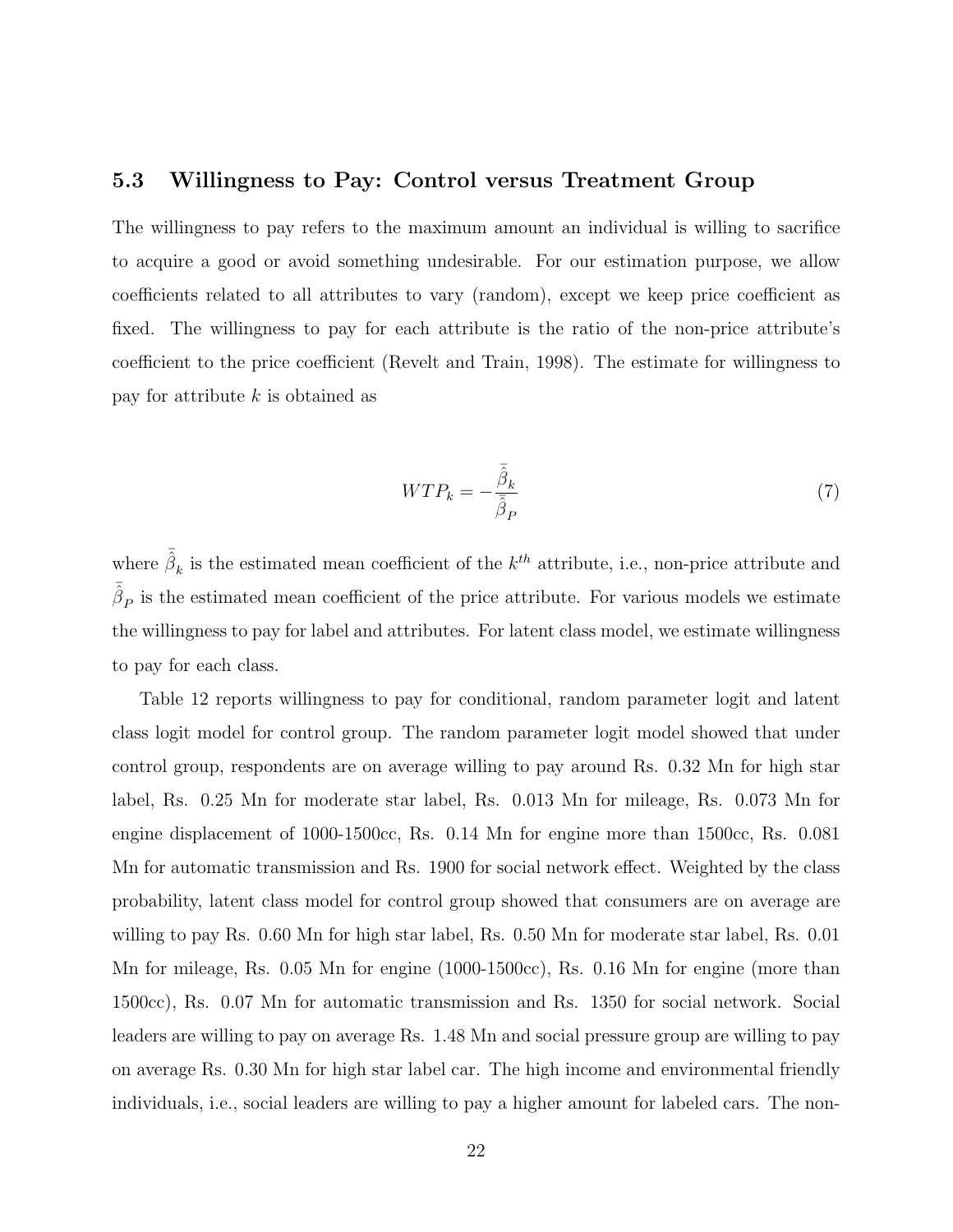### 5.3 Willingness to Pay: Control versus Treatment Group

The willingness to pay refers to the maximum amount an individual is willing to sacrifice to acquire a good or avoid something undesirable. For our estimation purpose, we allow coefficients related to all attributes to vary (random), except we keep price coefficient as fixed. The willingness to pay for each attribute is the ratio of the non-price attribute's coefficient to the price coefficient (Revelt and Train, 1998). The estimate for willingness to pay for attribute $k$ is obtained as

$$WTP_k = -\frac{\bar{\hat{\beta}}_k}{\bar{\hat{\beta}}_P} \tag{7}$$

where $\bar{\hat{\beta}}_k$ is the estimated mean coefficient of the $k^{th}$ attribute, i.e., non-price attribute and $\bar{\hat{\beta}}_P$ is the estimated mean coefficient of the price attribute. For various models we estimate the willingness to pay for label and attributes. For latent class model, we estimate willingness to pay for each class.

Table 12 reports willingness to pay for conditional, random parameter logit and latent class logit model for control group. The random parameter logit model showed that under control group, respondents are on average willing to pay around Rs. 0.32 Mn for high star label, Rs. 0.25 Mn for moderate star label, Rs. 0.013 Mn for mileage, Rs. 0.073 Mn for engine displacement of 1000-1500cc, Rs. 0.14 Mn for engine more than 1500cc, Rs. 0.081 Mn for automatic transmission and Rs. 1900 for social network effect. Weighted by the class probability, latent class model for control group showed that consumers are on average are willing to pay Rs. 0.60 Mn for high star label, Rs. 0.50 Mn for moderate star label, Rs. 0.01 Mn for mileage, Rs. 0.05 Mn for engine (1000-1500cc), Rs. 0.16 Mn for engine (more than 1500cc), Rs. 0.07 Mn for automatic transmission and Rs. 1350 for social network. Social leaders are willing to pay on average Rs. 1.48 Mn and social pressure group are willing to pay on average Rs. 0.30 Mn for high star label car. The high income and environmental friendly individuals, i.e., social leaders are willing to pay a higher amount for labeled cars. The non-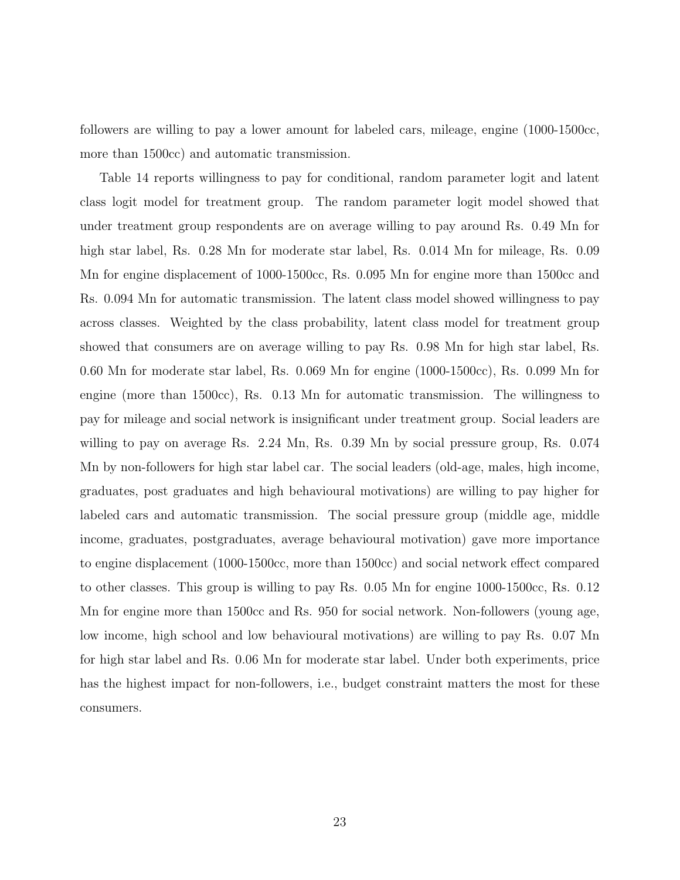followers are willing to pay a lower amount for labeled cars, mileage, engine (1000-1500cc, more than 1500cc) and automatic transmission.

Table 14 reports willingness to pay for conditional, random parameter logit and latent class logit model for treatment group. The random parameter logit model showed that under treatment group respondents are on average willing to pay around Rs. 0.49 Mn for high star label, Rs. 0.28 Mn for moderate star label, Rs. 0.014 Mn for mileage, Rs. 0.09 Mn for engine displacement of 1000-1500cc, Rs. 0.095 Mn for engine more than 1500cc and Rs. 0.094 Mn for automatic transmission. The latent class model showed willingness to pay across classes. Weighted by the class probability, latent class model for treatment group showed that consumers are on average willing to pay Rs. 0.98 Mn for high star label, Rs. 0.60 Mn for moderate star label, Rs. 0.069 Mn for engine (1000-1500cc), Rs. 0.099 Mn for engine (more than 1500cc), Rs. 0.13 Mn for automatic transmission. The willingness to pay for mileage and social network is insignificant under treatment group. Social leaders are willing to pay on average Rs. 2.24 Mn, Rs. 0.39 Mn by social pressure group, Rs. 0.074 Mn by non-followers for high star label car. The social leaders (old-age, males, high income, graduates, post graduates and high behavioural motivations) are willing to pay higher for labeled cars and automatic transmission. The social pressure group (middle age, middle income, graduates, postgraduates, average behavioural motivation) gave more importance to engine displacement (1000-1500cc, more than 1500cc) and social network effect compared to other classes. This group is willing to pay Rs. 0.05 Mn for engine 1000-1500cc, Rs. 0.12 Mn for engine more than 1500cc and Rs. 950 for social network. Non-followers (young age, low income, high school and low behavioural motivations) are willing to pay Rs. 0.07 Mn for high star label and Rs. 0.06 Mn for moderate star label. Under both experiments, price has the highest impact for non-followers, i.e., budget constraint matters the most for these consumers.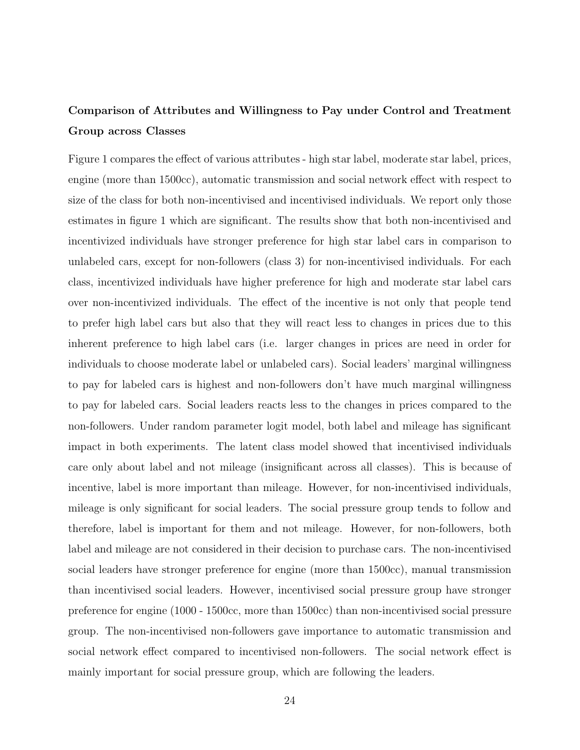**Comparison of Attributes and Willingness to Pay under Control and Treatment Group across Classes**

Figure 1 compares the effect of various attributes - high star label, moderate star label, prices, engine (more than 1500cc), automatic transmission and social network effect with respect to size of the class for both non-incentivised and incentivised individuals. We report only those estimates in figure 1 which are significant. The results show that both non-incentivised and incentivized individuals have stronger preference for high star label cars in comparison to unlabeled cars, except for non-followers (class 3) for non-incentivised individuals. For each class, incentivized individuals have higher preference for high and moderate star label cars over non-incentivized individuals. The effect of the incentive is not only that people tend to prefer high label cars but also that they will react less to changes in prices due to this inherent preference to high label cars (i.e. larger changes in prices are need in order for individuals to choose moderate label or unlabeled cars). Social leaders' marginal willingness to pay for labeled cars is highest and non-followers don't have much marginal willingness to pay for labeled cars. Social leaders reacts less to the changes in prices compared to the non-followers. Under random parameter logit model, both label and mileage has significant impact in both experiments. The latent class model showed that incentivised individuals care only about label and not mileage (insignificant across all classes). This is because of incentive, label is more important than mileage. However, for non-incentivised individuals, mileage is only significant for social leaders. The social pressure group tends to follow and therefore, label is important for them and not mileage. However, for non-followers, both label and mileage are not considered in their decision to purchase cars. The non-incentivised social leaders have stronger preference for engine (more than 1500cc), manual transmission than incentivised social leaders. However, incentivised social pressure group have stronger preference for engine (1000 - 1500cc, more than 1500cc) than non-incentivised social pressure group. The non-incentivised non-followers gave importance to automatic transmission and social network effect compared to incentivised non-followers. The social network effect is mainly important for social pressure group, which are following the leaders.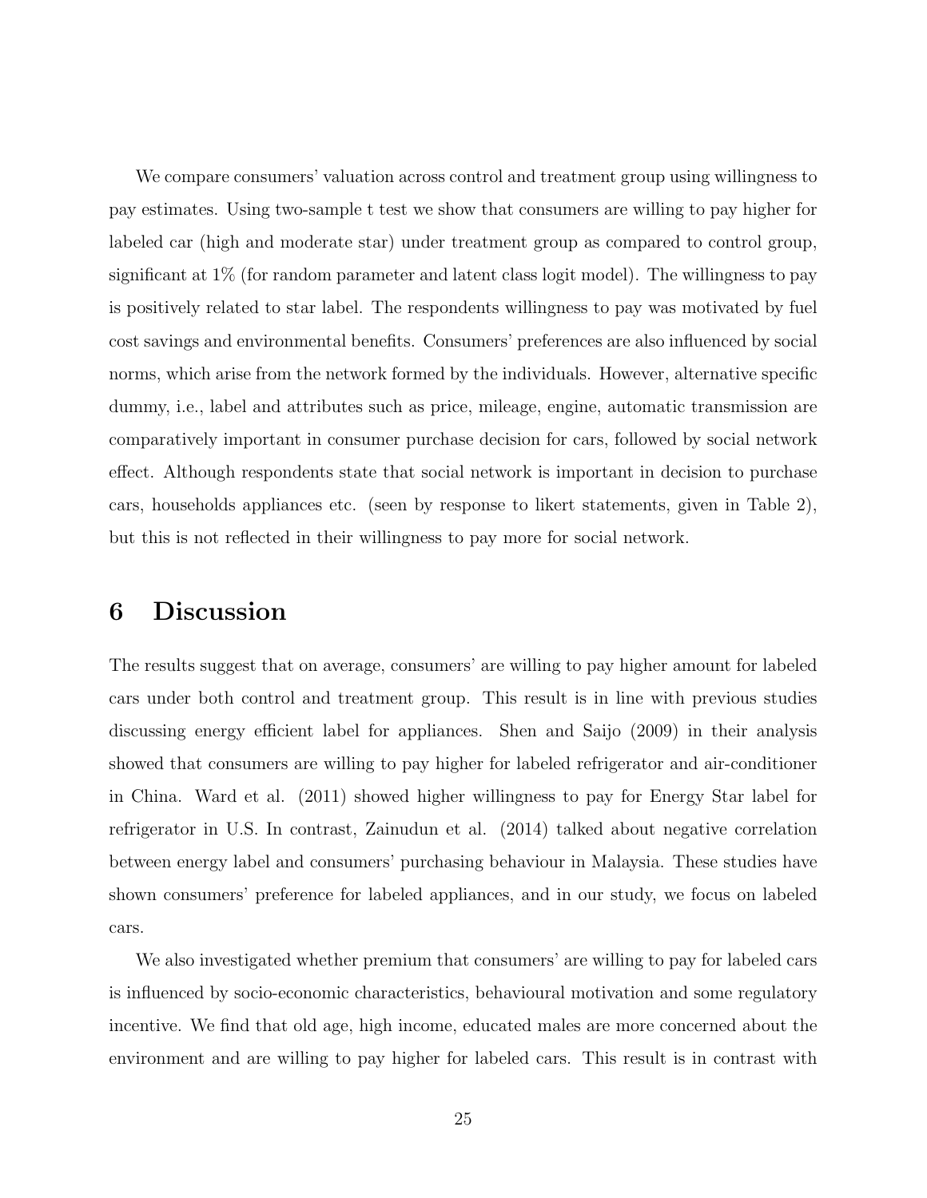We compare consumers' valuation across control and treatment group using willingness to pay estimates. Using two-sample t test we show that consumers are willing to pay higher for labeled car (high and moderate star) under treatment group as compared to control group, significant at 1% (for random parameter and latent class logit model). The willingness to pay is positively related to star label. The respondents willingness to pay was motivated by fuel cost savings and environmental benefits. Consumers' preferences are also influenced by social norms, which arise from the network formed by the individuals. However, alternative specific dummy, i.e., label and attributes such as price, mileage, engine, automatic transmission are comparatively important in consumer purchase decision for cars, followed by social network effect. Although respondents state that social network is important in decision to purchase cars, households appliances etc. (seen by response to likert statements, given in Table 2), but this is not reflected in their willingness to pay more for social network.

# 6 Discussion

The results suggest that on average, consumers' are willing to pay higher amount for labeled cars under both control and treatment group. This result is in line with previous studies discussing energy efficient label for appliances. Shen and Saijo (2009) in their analysis showed that consumers are willing to pay higher for labeled refrigerator and air-conditioner in China. Ward et al. (2011) showed higher willingness to pay for Energy Star label for refrigerator in U.S. In contrast, Zainudun et al. (2014) talked about negative correlation between energy label and consumers' purchasing behaviour in Malaysia. These studies have shown consumers' preference for labeled appliances, and in our study, we focus on labeled cars.

We also investigated whether premium that consumers' are willing to pay for labeled cars is influenced by socio-economic characteristics, behavioural motivation and some regulatory incentive. We find that old age, high income, educated males are more concerned about the environment and are willing to pay higher for labeled cars. This result is in contrast with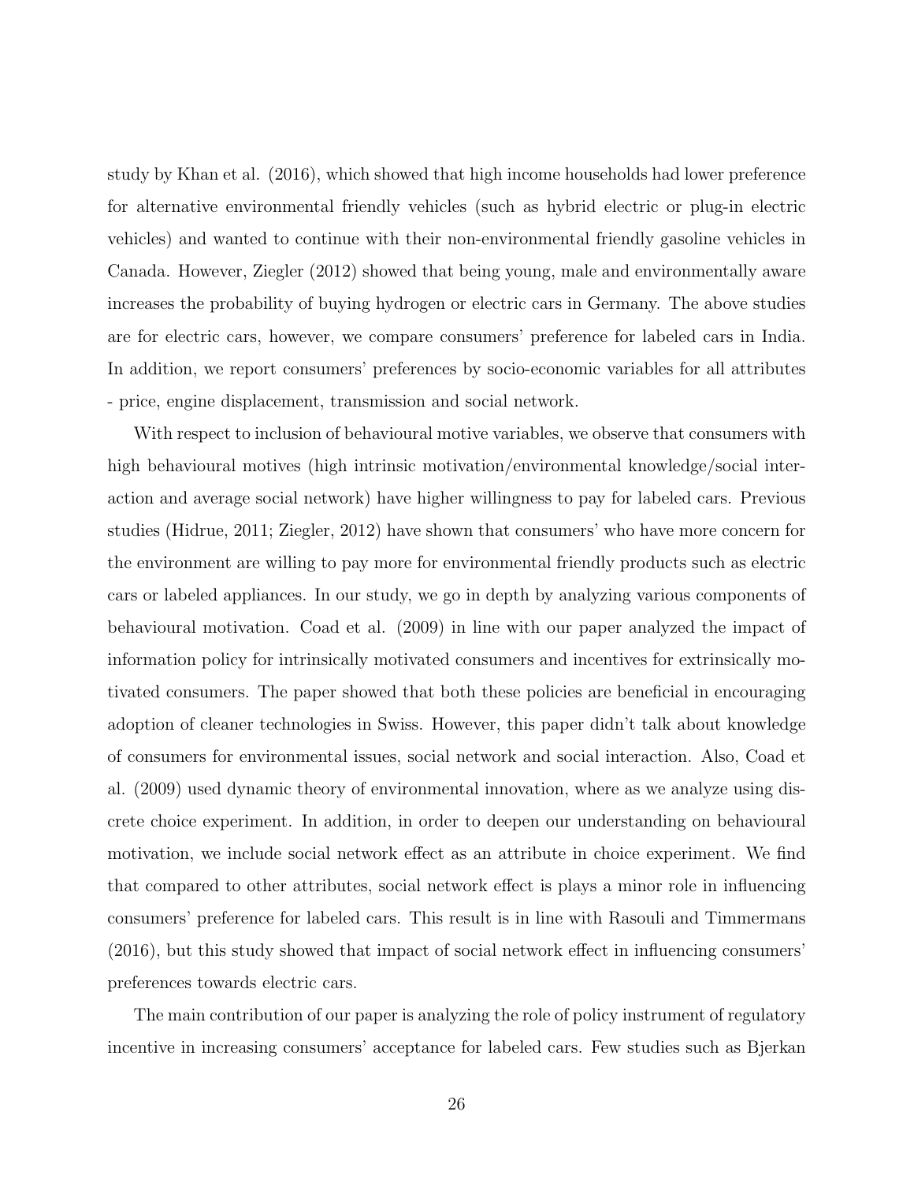study by Khan et al. (2016), which showed that high income households had lower preference for alternative environmental friendly vehicles (such as hybrid electric or plug-in electric vehicles) and wanted to continue with their non-environmental friendly gasoline vehicles in Canada. However, Ziegler (2012) showed that being young, male and environmentally aware increases the probability of buying hydrogen or electric cars in Germany. The above studies are for electric cars, however, we compare consumers' preference for labeled cars in India. In addition, we report consumers' preferences by socio-economic variables for all attributes - price, engine displacement, transmission and social network.

With respect to inclusion of behavioural motive variables, we observe that consumers with high behavioural motives (high intrinsic motivation/environmental knowledge/social interaction and average social network) have higher willingness to pay for labeled cars. Previous studies (Hidrue, 2011; Ziegler, 2012) have shown that consumers' who have more concern for the environment are willing to pay more for environmental friendly products such as electric cars or labeled appliances. In our study, we go in depth by analyzing various components of behavioural motivation. Coad et al. (2009) in line with our paper analyzed the impact of information policy for intrinsically motivated consumers and incentives for extrinsically motivated consumers. The paper showed that both these policies are beneficial in encouraging adoption of cleaner technologies in Swiss. However, this paper didn't talk about knowledge of consumers for environmental issues, social network and social interaction. Also, Coad et al. (2009) used dynamic theory of environmental innovation, where as we analyze using discrete choice experiment. In addition, in order to deepen our understanding on behavioural motivation, we include social network effect as an attribute in choice experiment. We find that compared to other attributes, social network effect is plays a minor role in influencing consumers' preference for labeled cars. This result is in line with Rasouli and Timmermans (2016), but this study showed that impact of social network effect in influencing consumers' preferences towards electric cars.

The main contribution of our paper is analyzing the role of policy instrument of regulatory incentive in increasing consumers' acceptance for labeled cars. Few studies such as Bjerkan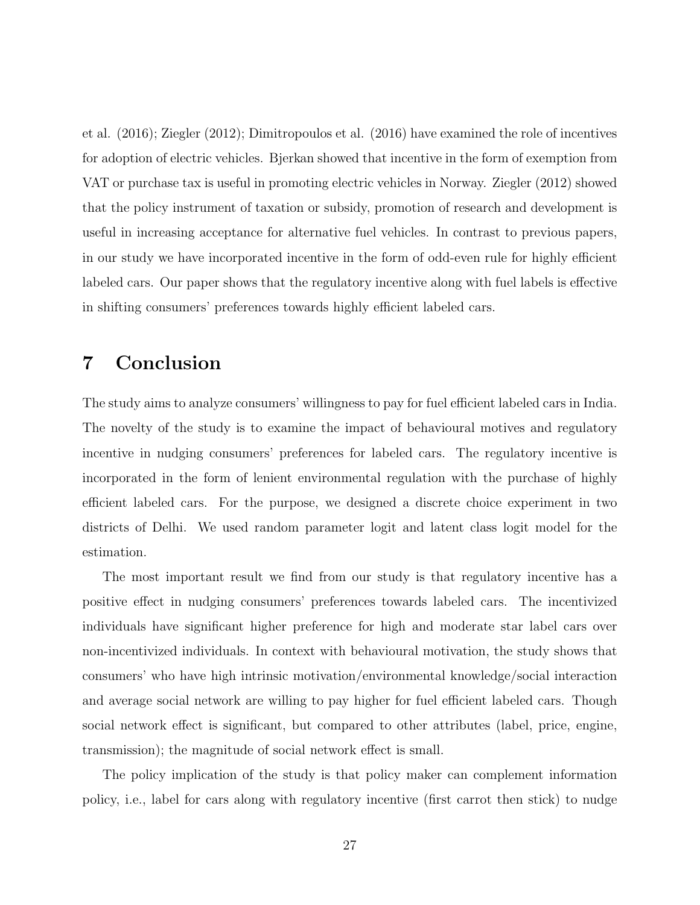et al. (2016); Ziegler (2012); Dimitropoulos et al. (2016) have examined the role of incentives for adoption of electric vehicles. Bjerkan showed that incentive in the form of exemption from VAT or purchase tax is useful in promoting electric vehicles in Norway. Ziegler (2012) showed that the policy instrument of taxation or subsidy, promotion of research and development is useful in increasing acceptance for alternative fuel vehicles. In contrast to previous papers, in our study we have incorporated incentive in the form of odd-even rule for highly efficient labeled cars. Our paper shows that the regulatory incentive along with fuel labels is effective in shifting consumers' preferences towards highly efficient labeled cars.

# 7 Conclusion

The study aims to analyze consumers' willingness to pay for fuel efficient labeled cars in India. The novelty of the study is to examine the impact of behavioural motives and regulatory incentive in nudging consumers' preferences for labeled cars. The regulatory incentive is incorporated in the form of lenient environmental regulation with the purchase of highly efficient labeled cars. For the purpose, we designed a discrete choice experiment in two districts of Delhi. We used random parameter logit and latent class logit model for the estimation.

The most important result we find from our study is that regulatory incentive has a positive effect in nudging consumers' preferences towards labeled cars. The incentivized individuals have significant higher preference for high and moderate star label cars over non-incentivized individuals. In context with behavioural motivation, the study shows that consumers' who have high intrinsic motivation/environmental knowledge/social interaction and average social network are willing to pay higher for fuel efficient labeled cars. Though social network effect is significant, but compared to other attributes (label, price, engine, transmission); the magnitude of social network effect is small.

The policy implication of the study is that policy maker can complement information policy, i.e., label for cars along with regulatory incentive (first carrot then stick) to nudge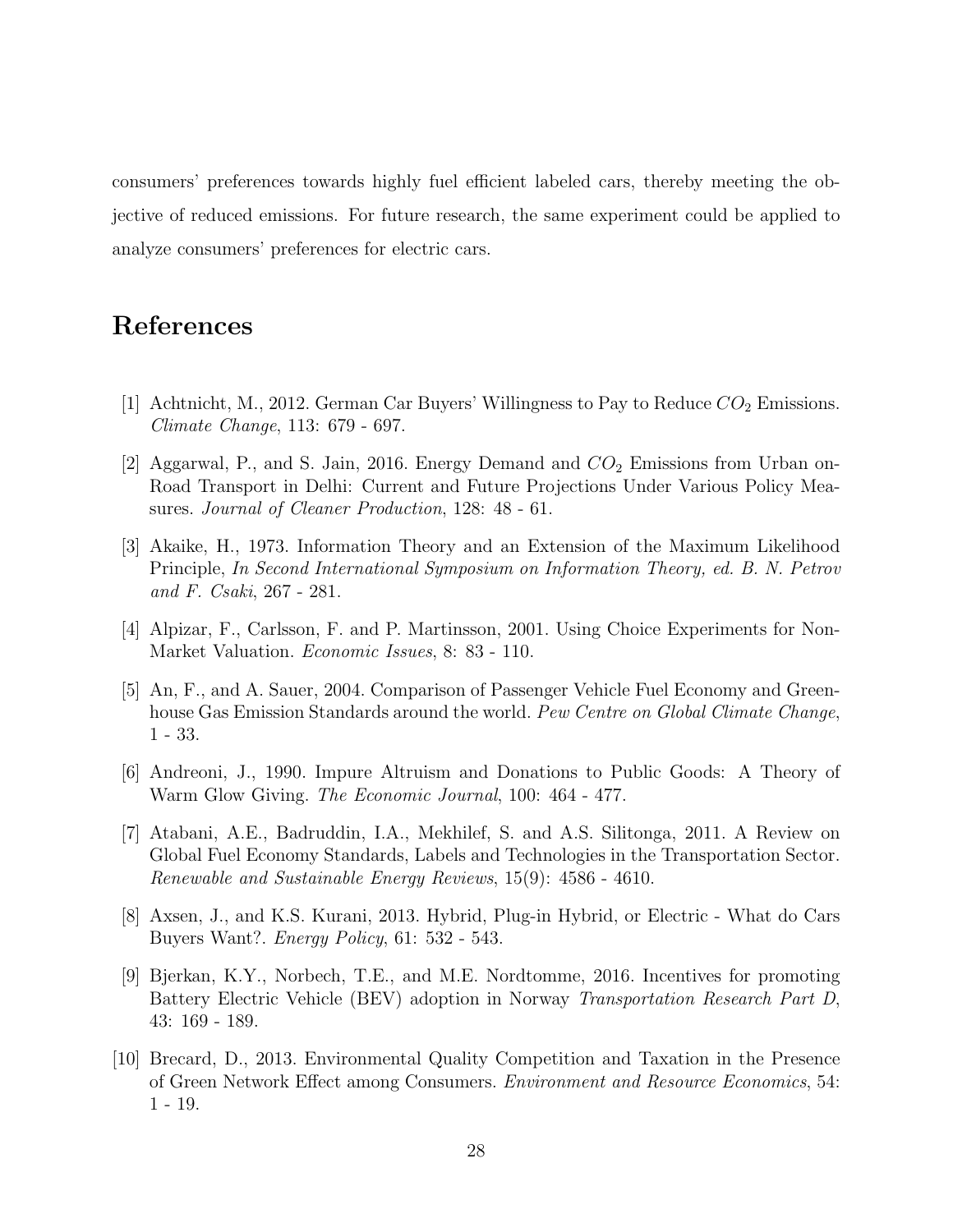consumers' preferences towards highly fuel efficient labeled cars, thereby meeting the objective of reduced emissions. For future research, the same experiment could be applied to analyze consumers' preferences for electric cars.

# References

[1] Achtnicht, M., 2012. German Car Buyers' Willingness to Pay to Reduce $CO_2$ Emissions. *Climate Change*, 113: 679 - 697.

[2] Aggarwal, P., and S. Jain, 2016. Energy Demand and $CO_2$ Emissions from Urban on-Road Transport in Delhi: Current and Future Projections Under Various Policy Measures. *Journal of Cleaner Production*, 128: 48 - 61.

[3] Akaike, H., 1973. Information Theory and an Extension of the Maximum Likelihood Principle, *In Second International Symposium on Information Theory, ed. B. N. Petrov and F. Csaki*, 267 - 281.

[4] Alpizar, F., Carlsson, F. and P. Martinsson, 2001. Using Choice Experiments for Non-Market Valuation. *Economic Issues*, 8: 83 - 110.

[5] An, F., and A. Sauer, 2004. Comparison of Passenger Vehicle Fuel Economy and Greenhouse Gas Emission Standards around the world. *Pew Centre on Global Climate Change*, 1 - 33.

[6] Andreoni, J., 1990. Impure Altruism and Donations to Public Goods: A Theory of Warm Glow Giving. *The Economic Journal*, 100: 464 - 477.

[7] Atabani, A.E., Badruddin, I.A., Mekhilef, S. and A.S. Silitonga, 2011. A Review on Global Fuel Economy Standards, Labels and Technologies in the Transportation Sector. *Renewable and Sustainable Energy Reviews*, 15(9): 4586 - 4610.

[8] Axsen, J., and K.S. Kurani, 2013. Hybrid, Plug-in Hybrid, or Electric - What do Cars Buyers Want?. *Energy Policy*, 61: 532 - 543.

[9] Bjerkan, K.Y., Norbech, T.E., and M.E. Nordtomme, 2016. Incentives for promoting Battery Electric Vehicle (BEV) adoption in Norway *Transportation Research Part D*, 43: 169 - 189.

[10] Brecard, D., 2013. Environmental Quality Competition and Taxation in the Presence of Green Network Effect among Consumers. *Environment and Resource Economics*, 54: 1 - 19.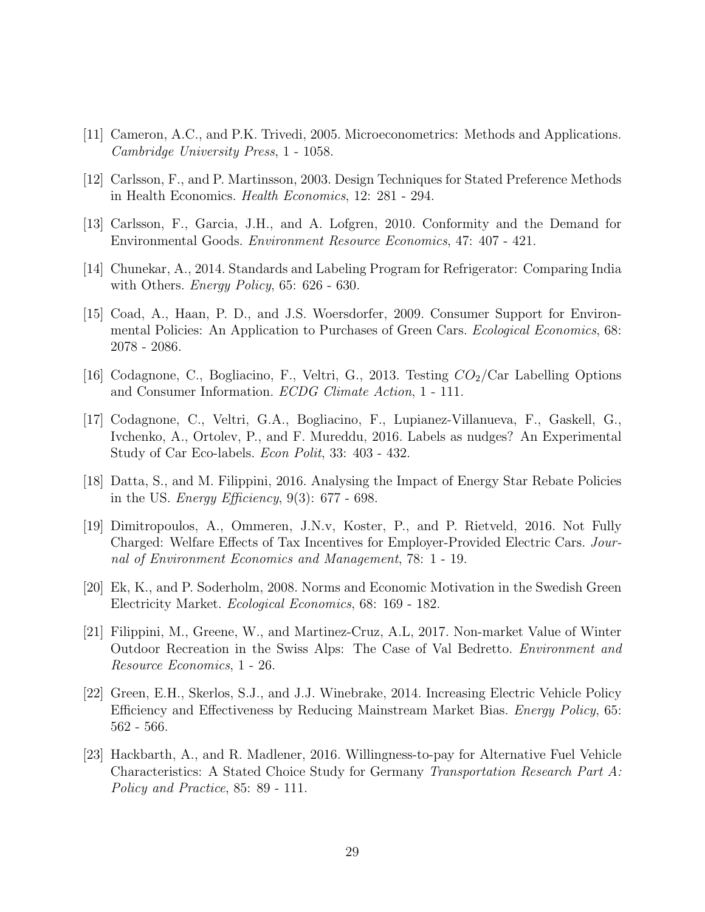[11] Cameron, A.C., and P.K. Trivedi, 2005. Microeconometrics: Methods and Applications. *Cambridge University Press*, 1 - 1058.

[12] Carlsson, F., and P. Martinsson, 2003. Design Techniques for Stated Preference Methods in Health Economics. *Health Economics*, 12: 281 - 294.

[13] Carlsson, F., Garcia, J.H., and A. Lofgren, 2010. Conformity and the Demand for Environmental Goods. *Environment Resource Economics*, 47: 407 - 421.

[14] Chunekar, A., 2014. Standards and Labeling Program for Refrigerator: Comparing India with Others. *Energy Policy*, 65: 626 - 630.

[15] Coad, A., Haan, P. D., and J.S. Woersdorfer, 2009. Consumer Support for Environmental Policies: An Application to Purchases of Green Cars. *Ecological Economics*, 68: 2078 - 2086.

[16] Codagnone, C., Bogliacino, F., Veltri, G., 2013. Testing $CO_2$/Car Labelling Options and Consumer Information. *ECDG Climate Action*, 1 - 111.

[17] Codagnone, C., Veltri, G.A., Bogliacino, F., Lupianez-Villanueva, F., Gaskell, G., Ivchenko, A., Ortolev, P., and F. Mureddu, 2016. Labels as nudges? An Experimental Study of Car Eco-labels. *Econ Polit*, 33: 403 - 432.

[18] Datta, S., and M. Filippini, 2016. Analysing the Impact of Energy Star Rebate Policies in the US. *Energy Efficiency*, 9(3): 677 - 698.

[19] Dimitropoulos, A., Ommeren, J.N.v, Koster, P., and P. Rietveld, 2016. Not Fully Charged: Welfare Effects of Tax Incentives for Employer-Provided Electric Cars. *Journal of Environment Economics and Management*, 78: 1 - 19.

[20] Ek, K., and P. Soderholm, 2008. Norms and Economic Motivation in the Swedish Green Electricity Market. *Ecological Economics*, 68: 169 - 182.

[21] Filippini, M., Greene, W., and Martinez-Cruz, A.L, 2017. Non-market Value of Winter Outdoor Recreation in the Swiss Alps: The Case of Val Bedretto. *Environment and Resource Economics*, 1 - 26.

[22] Green, E.H., Skerlos, S.J., and J.J. Winebrake, 2014. Increasing Electric Vehicle Policy Efficiency and Effectiveness by Reducing Mainstream Market Bias. *Energy Policy*, 65: 562 - 566.

[23] Hackbarth, A., and R. Madlener, 2016. Willingness-to-pay for Alternative Fuel Vehicle Characteristics: A Stated Choice Study for Germany *Transportation Research Part A: Policy and Practice*, 85: 89 - 111.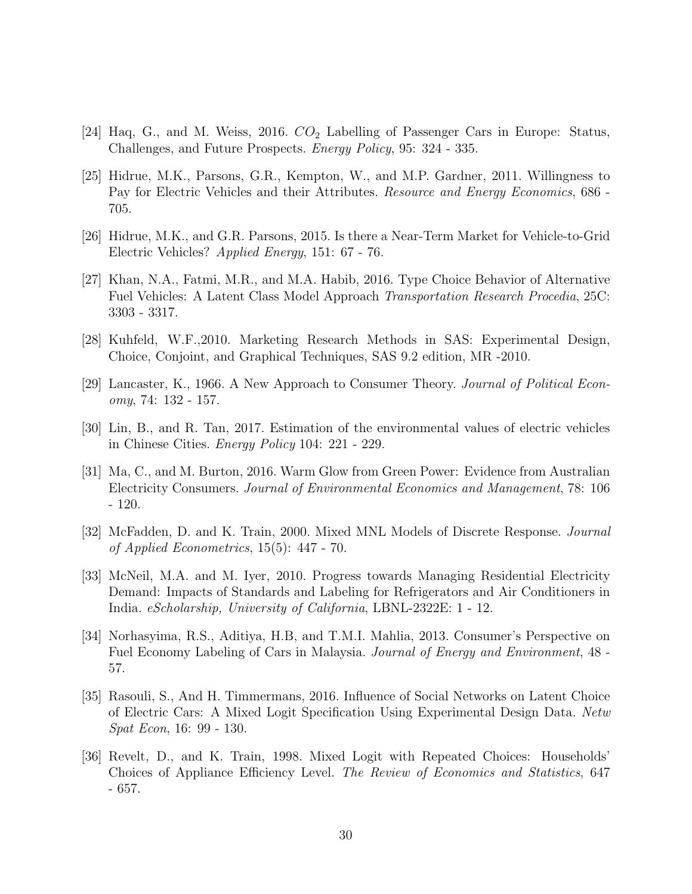[24] Haq, G., and M. Weiss, 2016. $CO_2$ Labelling of Passenger Cars in Europe: Status, Challenges, and Future Prospects. *Energy Policy*, 95: 324 - 335.

[25] Hidrue, M.K., Parsons, G.R., Kempton, W., and M.P. Gardner, 2011. Willingness to Pay for Electric Vehicles and their Attributes. *Resource and Energy Economics*, 686 - 705.

[26] Hidrue, M.K., and G.R. Parsons, 2015. Is there a Near-Term Market for Vehicle-to-Grid Electric Vehicles? *Applied Energy*, 151: 67 - 76.

[27] Khan, N.A., Fatmi, M.R., and M.A. Habib, 2016. Type Choice Behavior of Alternative Fuel Vehicles: A Latent Class Model Approach *Transportation Research Procedia*, 25C: 3303 - 3317.

[28] Kuhfeld, W.F.,2010. Marketing Research Methods in SAS: Experimental Design, Choice, Conjoint, and Graphical Techniques, SAS 9.2 edition, MR -2010.

[29] Lancaster, K., 1966. A New Approach to Consumer Theory. *Journal of Political Economy*, 74: 132 - 157.

[30] Lin, B., and R. Tan, 2017. Estimation of the environmental values of electric vehicles in Chinese Cities. *Energy Policy* 104: 221 - 229.

[31] Ma, C., and M. Burton, 2016. Warm Glow from Green Power: Evidence from Australian Electricity Consumers. *Journal of Environmental Economics and Management*, 78: 106 - 120.

[32] McFadden, D. and K. Train, 2000. Mixed MNL Models of Discrete Response. *Journal of Applied Econometrics*, 15(5): 447 - 70.

[33] McNeil, M.A. and M. Iyer, 2010. Progress towards Managing Residential Electricity Demand: Impacts of Standards and Labeling for Refrigerators and Air Conditioners in India. *eScholarship, University of California*, LBNL-2322E: 1 - 12.

[34] Norhasyima, R.S., Aditiya, H.B, and T.M.I. Mahlia, 2013. Consumer's Perspective on Fuel Economy Labeling of Cars in Malaysia. *Journal of Energy and Environment*, 48 - 57.

[35] Rasouli, S., And H. Timmermans, 2016. Influence of Social Networks on Latent Choice of Electric Cars: A Mixed Logit Specification Using Experimental Design Data. *Netw Spat Econ*, 16: 99 - 130.

[36] Revelt, D., and K. Train, 1998. Mixed Logit with Repeated Choices: Households' Choices of Appliance Efficiency Level. *The Review of Economics and Statistics*, 647 - 657.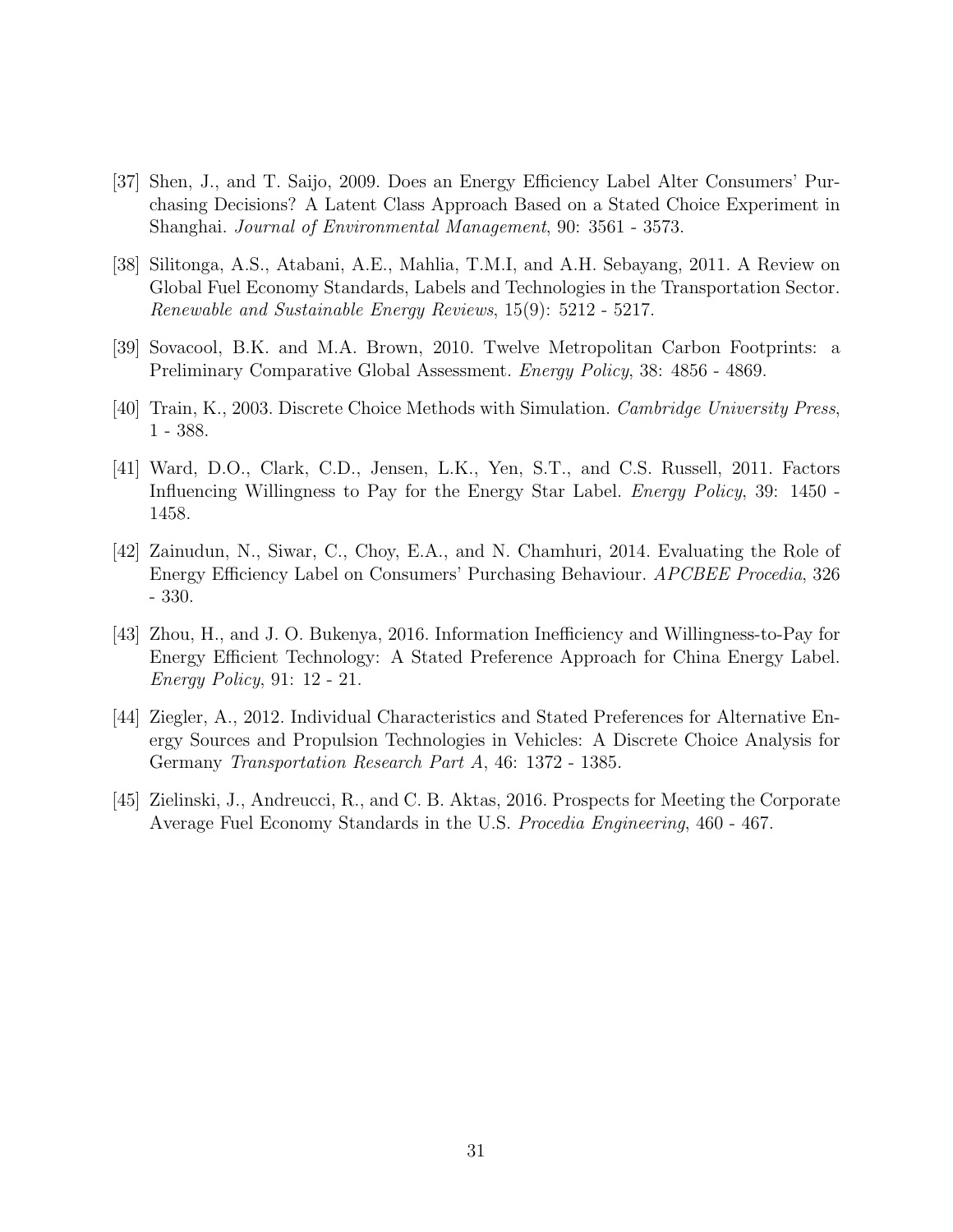[37] Shen, J., and T. Saijo, 2009. Does an Energy Efficiency Label Alter Consumers' Purchasing Decisions? A Latent Class Approach Based on a Stated Choice Experiment in Shanghai. *Journal of Environmental Management*, 90: 3561 - 3573.

[38] Silitonga, A.S., Atabani, A.E., Mahlia, T.M.I, and A.H. Sebayang, 2011. A Review on Global Fuel Economy Standards, Labels and Technologies in the Transportation Sector. *Renewable and Sustainable Energy Reviews*, 15(9): 5212 - 5217.

[39] Sovacool, B.K. and M.A. Brown, 2010. Twelve Metropolitan Carbon Footprints: a Preliminary Comparative Global Assessment. *Energy Policy*, 38: 4856 - 4869.

[40] Train, K., 2003. Discrete Choice Methods with Simulation. *Cambridge University Press*, 1 - 388.

[41] Ward, D.O., Clark, C.D., Jensen, L.K., Yen, S.T., and C.S. Russell, 2011. Factors Influencing Willingness to Pay for the Energy Star Label. *Energy Policy*, 39: 1450 - 1458.

[42] Zainudun, N., Siwar, C., Choy, E.A., and N. Chamhuri, 2014. Evaluating the Role of Energy Efficiency Label on Consumers' Purchasing Behaviour. *APCBEE Procedia*, 326 - 330.

[43] Zhou, H., and J. O. Bukenya, 2016. Information Inefficiency and Willingness-to-Pay for Energy Efficient Technology: A Stated Preference Approach for China Energy Label. *Energy Policy*, 91: 12 - 21.

[44] Ziegler, A., 2012. Individual Characteristics and Stated Preferences for Alternative Energy Sources and Propulsion Technologies in Vehicles: A Discrete Choice Analysis for Germany *Transportation Research Part A*, 46: 1372 - 1385.

[45] Zielinski, J., Andreucci, R., and C. B. Aktas, 2016. Prospects for Meeting the Corporate Average Fuel Economy Standards in the U.S. *Procedia Engineering*, 460 - 467.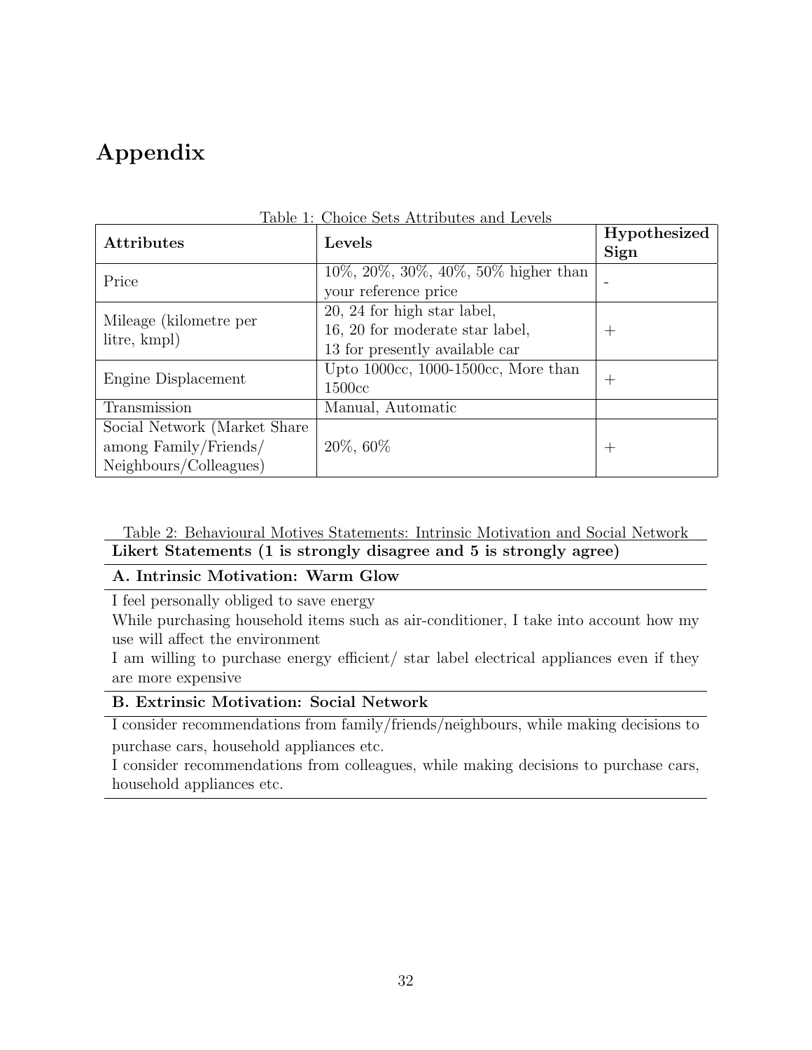# Appendix

Table 1: Choice Sets Attributes and Levels

| **Attributes** | **Levels** | **Hypothesized Sign** |
|---|---|---|
| Price | 10%, 20%, 30%, 40%, 50% higher than your reference price | - |
| Mileage (kilometre per litre, kmpl) | 20, 24 for high star label, 16, 20 for moderate star label, 13 for presently available car | + |
| Engine Displacement | Upto 1000cc, 1000-1500cc, More than 1500cc | + |
| Transmission | Manual, Automatic | |
| Social Network (Market Share among Family/Friends/ Neighbours/Colleagues) | 20%, 60% | + |

Table 2: Behavioural Motives Statements: Intrinsic Motivation and Social Network

| **Likert Statements (1 is strongly disagree and 5 is strongly agree)** |
|---|
| **A. Intrinsic Motivation: Warm Glow** |
| I feel personally obliged to save energy |
| While purchasing household items such as air-conditioner, I take into account how my use will affect the environment |
| I am willing to purchase energy efficient/ star label electrical appliances even if they are more expensive |
| **B. Extrinsic Motivation: Social Network** |
| I consider recommendations from family/friends/neighbours, while making decisions to purchase cars, household appliances etc. |
| I consider recommendations from colleagues, while making decisions to purchase cars, household appliances etc. |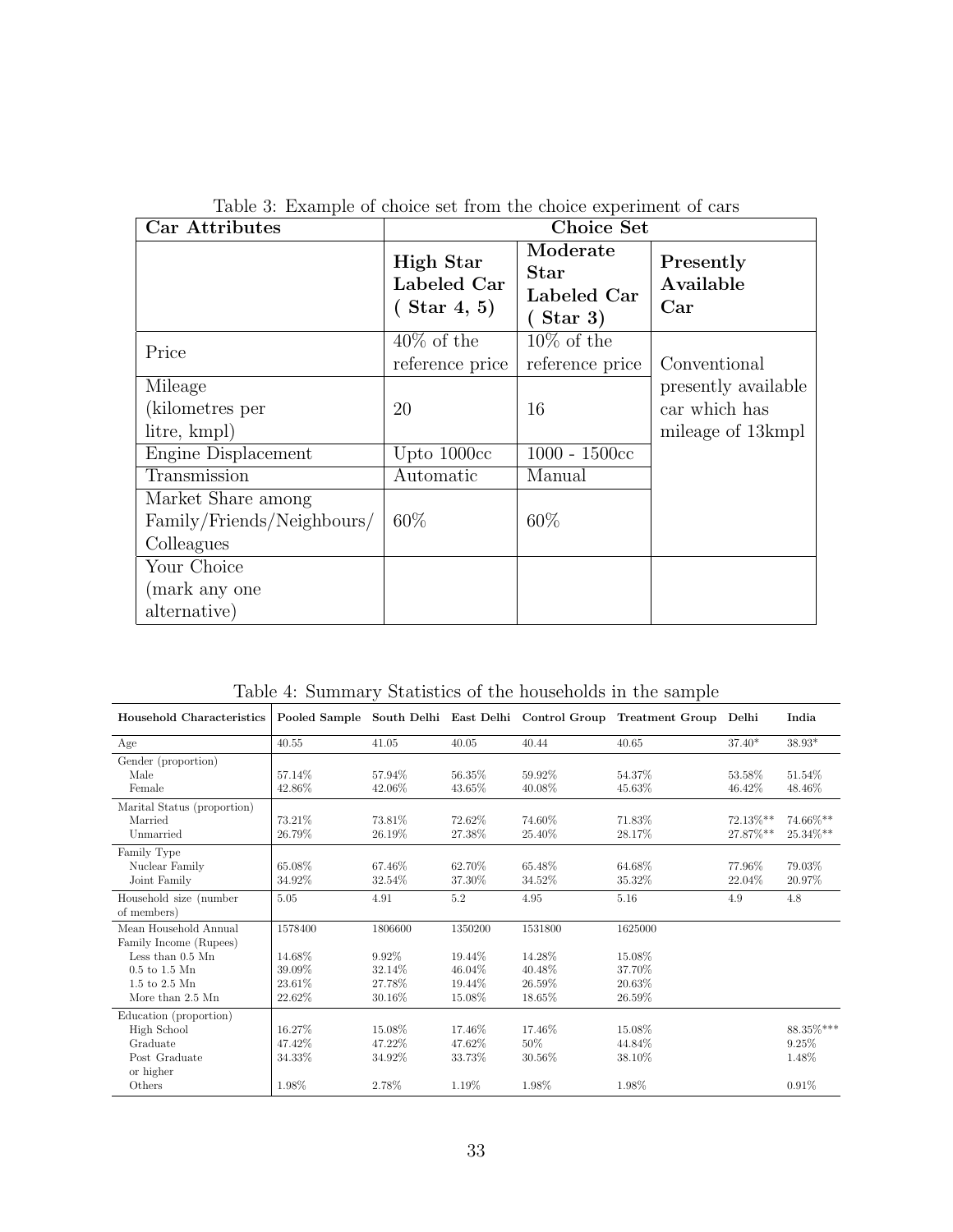Table 3: Example of choice set from the choice experiment of cars

| Car Attributes | Choice Set | | |
|---|---|---|---|
| | **High Star Labeled Car ( Star 4, 5)** | **Moderate Star Labeled Car ( Star 3)** | **Presently Available Car** |
| Price | 40% of the reference price | 10% of the reference price | Conventional presently available car which has mileage of 13kmpl |
| Mileage (kilometres per litre, kmpl) | 20 | 16 | |
| Engine Displacement | Upto 1000cc | 1000 - 1500cc | |
| Transmission | Automatic | Manual | |
| Market Share among Family/Friends/Neighbours/ Colleagues | 60% | 60% | |
| Your Choice (mark any one alternative) | | | |

Table 4: Summary Statistics of the households in the sample

| Household Characteristics | Pooled Sample | South Delhi | East Delhi | Control Group | Treatment Group | Delhi | India |
|---|---|---|---|---|---|---|---|
| Age | 40.55 | 41.05 | 40.05 | 40.44 | 40.65 | 37.40* | 38.93* |
| Gender (proportion) | | | | | | | |
| Male | 57.14% | 57.94% | 56.35% | 59.92% | 54.37% | 53.58% | 51.54% |
| Female | 42.86% | 42.06% | 43.65% | 40.08% | 45.63% | 46.42% | 48.46% |
| Marital Status (proportion) | | | | | | | |
| Married | 73.21% | 73.81% | 72.62% | 74.60% | 71.83% | 72.13%** | 74.66%** |
| Unmarried | 26.79% | 26.19% | 27.38% | 25.40% | 28.17% | 27.87%** | 25.34%** |
| Family Type | | | | | | | |
| Nuclear Family | 65.08% | 67.46% | 62.70% | 65.48% | 64.68% | 77.96% | 79.03% |
| Joint Family | 34.92% | 32.54% | 37.30% | 34.52% | 35.32% | 22.04% | 20.97% |
| Household size (number of members) | 5.05 | 4.91 | 5.2 | 4.95 | 5.16 | 4.9 | 4.8 |
| Mean Household Annual Family Income (Rupees) | 1578400 | 1806600 | 1350200 | 1531800 | 1625000 | | |
| Less than 0.5 Mn | 14.68% | 9.92% | 19.44% | 14.28% | 15.08% | | |
| 0.5 to 1.5 Mn | 39.09% | 32.14% | 46.04% | 40.48% | 37.70% | | |
| 1.5 to 2.5 Mn | 23.61% | 27.78% | 19.44% | 26.59% | 20.63% | | |
| More than 2.5 Mn | 22.62% | 30.16% | 15.08% | 18.65% | 26.59% | | |
| Education (proportion) | | | | | | | |
| High School | 16.27% | 15.08% | 17.46% | 17.46% | 15.08% | | 88.35%*** |
| Graduate | 47.42% | 47.22% | 47.62% | 50% | 44.84% | | 9.25% |
| Post Graduate or higher | 34.33% | 34.92% | 33.73% | 30.56% | 38.10% | | 1.48% |
| Others | 1.98% | 2.78% | 1.19% | 1.98% | 1.98% | | 0.91% |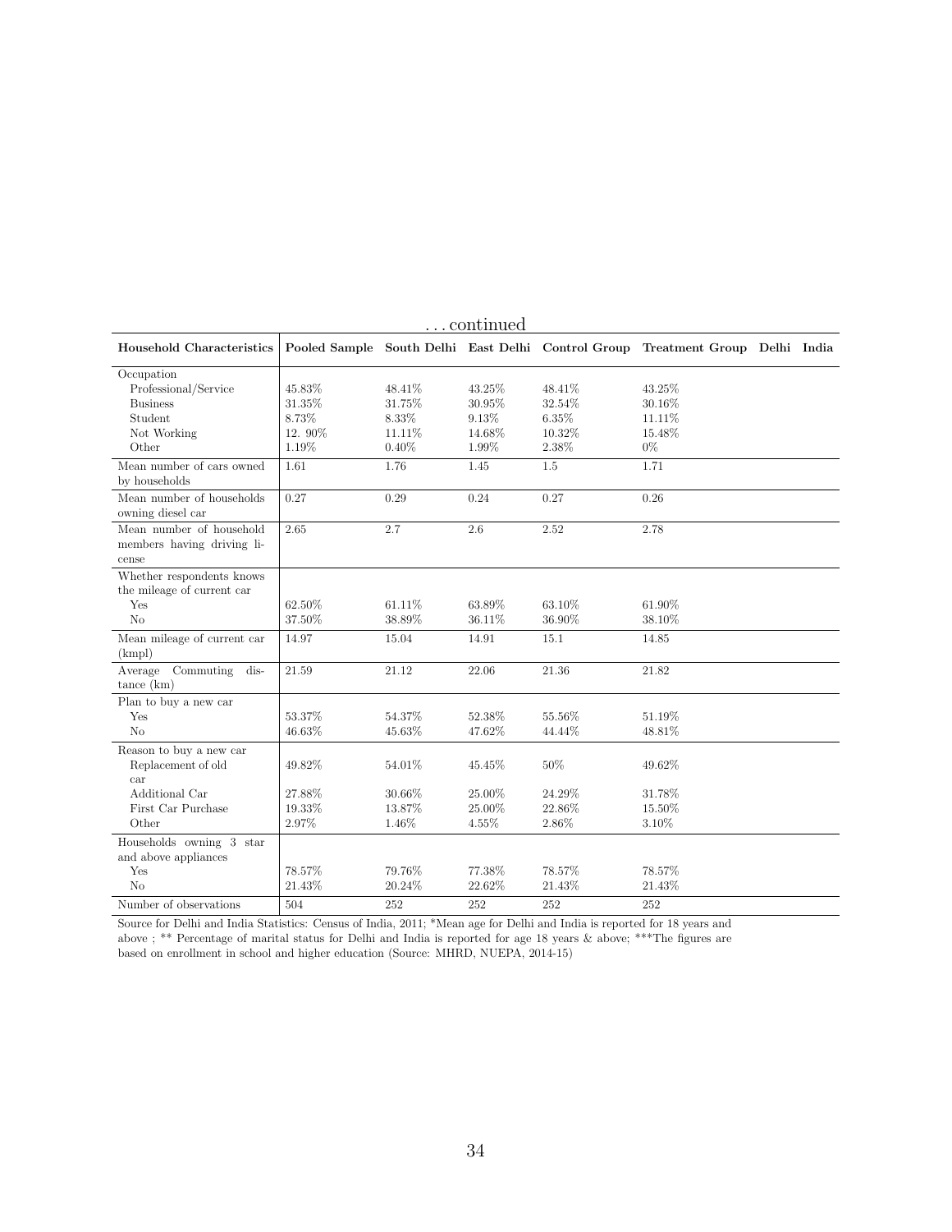…continued

| Household Characteristics | Pooled Sample | South Delhi | East Delhi | Control Group | Treatment Group | Delhi | India |
|---|---|---|---|---|---|---|---|
| Occupation | | | | | | | |
| Professional/Service | 45.83% | 48.41% | 43.25% | 48.41% | 43.25% | | |
| Business | 31.35% | 31.75% | 30.95% | 32.54% | 30.16% | | |
| Student | 8.73% | 8.33% | 9.13% | 6.35% | 11.11% | | |
| Not Working | 12. 90% | 11.11% | 14.68% | 10.32% | 15.48% | | |
| Other | 1.19% | 0.40% | 1.99% | 2.38% | 0% | | |
| Mean number of cars owned by households | 1.61 | 1.76 | 1.45 | 1.5 | 1.71 | | |
| Mean number of households owning diesel car | 0.27 | 0.29 | 0.24 | 0.27 | 0.26 | | |
| Mean number of household members having driving license | 2.65 | 2.7 | 2.6 | 2.52 | 2.78 | | |
| Whether respondents knows the mileage of current car | | | | | | | |
| Yes | 62.50% | 61.11% | 63.89% | 63.10% | 61.90% | | |
| No | 37.50% | 38.89% | 36.11% | 36.90% | 38.10% | | |
| Mean mileage of current car (kmpl) | 14.97 | 15.04 | 14.91 | 15.1 | 14.85 | | |
| Average Commuting distance (km) | 21.59 | 21.12 | 22.06 | 21.36 | 21.82 | | |
| Plan to buy a new car | | | | | | | |
| Yes | 53.37% | 54.37% | 52.38% | 55.56% | 51.19% | | |
| No | 46.63% | 45.63% | 47.62% | 44.44% | 48.81% | | |
| Reason to buy a new car | | | | | | | |
| Replacement of old car | 49.82% | 54.01% | 45.45% | 50% | 49.62% | | |
| Additional Car | 27.88% | 30.66% | 25.00% | 24.29% | 31.78% | | |
| First Car Purchase | 19.33% | 13.87% | 25.00% | 22.86% | 15.50% | | |
| Other | 2.97% | 1.46% | 4.55% | 2.86% | 3.10% | | |
| Households owning 3 star and above appliances | | | | | | | |
| Yes | 78.57% | 79.76% | 77.38% | 78.57% | 78.57% | | |
| No | 21.43% | 20.24% | 22.62% | 21.43% | 21.43% | | |
| Number of observations | 504 | 252 | 252 | 252 | 252 | | |

Source for Delhi and India Statistics: Census of India, 2011; *Mean age for Delhi and India is reported for 18 years and above ; ** Percentage of marital status for Delhi and India is reported for age 18 years & above; ***The figures are based on enrollment in school and higher education (Source: MHRD, NUEPA, 2014-15)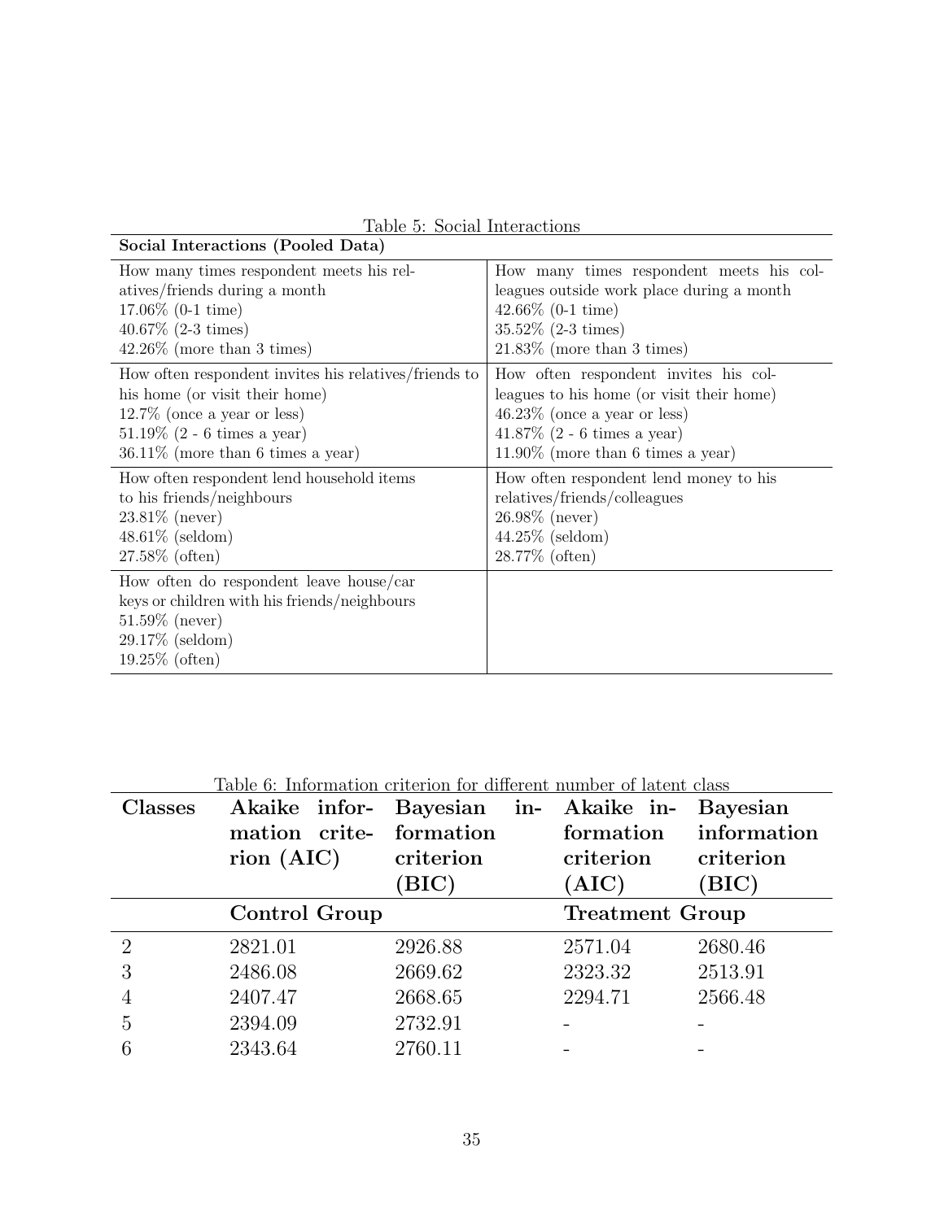Table 5: Social Interactions

| Social Interactions (Pooled Data) | |
|---|---|
| How many times respondent meets his relatives/friends during a month<br>17.06% (0-1 time)<br>40.67% (2-3 times)<br>42.26% (more than 3 times) | How many times respondent meets his colleagues outside work place during a month<br>42.66% (0-1 time)<br>35.52% (2-3 times)<br>21.83% (more than 3 times) |
| How often respondent invites his relatives/friends to his home (or visit their home)<br>12.7% (once a year or less)<br>51.19% (2 - 6 times a year)<br>36.11% (more than 6 times a year) | How often respondent invites his colleagues to his home (or visit their home)<br>46.23% (once a year or less)<br>41.87% (2 - 6 times a year)<br>11.90% (more than 6 times a year) |
| How often respondent lend household items to his friends/neighbours<br>23.81% (never)<br>48.61% (seldom)<br>27.58% (often) | How often respondent lend money to his relatives/friends/colleagues<br>26.98% (never)<br>44.25% (seldom)<br>28.77% (often) |
| How often do respondent leave house/car keys or children with his friends/neighbours<br>51.59% (never)<br>29.17% (seldom)<br>19.25% (often) | |

Table 6: Information criterion for different number of latent class

| Classes | Akaike information criterion (AIC) | Bayesian information criterion (BIC) | Akaike information criterion (AIC) | Bayesian information criterion (BIC) |
|---|---|---|---|---|
| | Control Group | | Treatment Group | |
| 2 | 2821.01 | 2926.88 | 2571.04 | 2680.46 |
| 3 | 2486.08 | 2669.62 | 2323.32 | 2513.91 |
| 4 | 2407.47 | 2668.65 | 2294.71 | 2566.48 |
| 5 | 2394.09 | 2732.91 | - | - |
| 6 | 2343.64 | 2760.11 | - | - |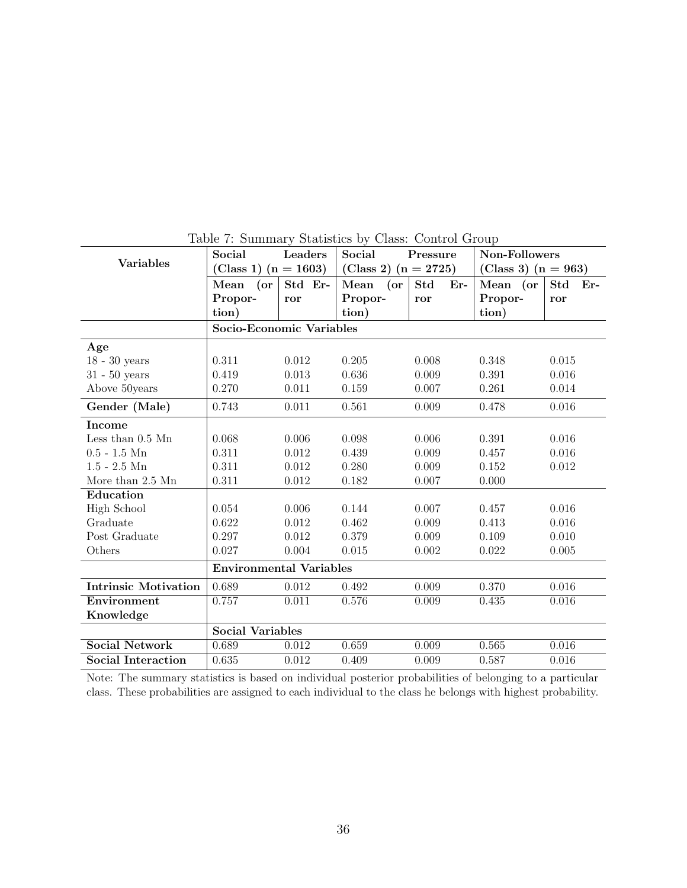Table 7: Summary Statistics by Class: Control Group

| Variables | Social Leaders (Class 1) (n = 1603) | | Social Pressure (Class 2) (n = 2725) | | Non-Followers (Class 3) (n = 963) | |
|---|---|---|---|---|---|---|
| | **Mean (or Proportion)** | **Std Error** | **Mean (or Proportion)** | **Std Error** | **Mean (or Proportion)** | **Std Error** |
| | **Socio-Economic Variables** | | | | | |
| **Age** | | | | | | |
| 18 - 30 years | 0.311 | 0.012 | 0.205 | 0.008 | 0.348 | 0.015 |
| 31 - 50 years | 0.419 | 0.013 | 0.636 | 0.009 | 0.391 | 0.016 |
| Above 50years | 0.270 | 0.011 | 0.159 | 0.007 | 0.261 | 0.014 |
| **Gender (Male)** | 0.743 | 0.011 | 0.561 | 0.009 | 0.478 | 0.016 |
| **Income** | | | | | | |
| Less than 0.5 Mn | 0.068 | 0.006 | 0.098 | 0.006 | 0.391 | 0.016 |
| 0.5 - 1.5 Mn | 0.311 | 0.012 | 0.439 | 0.009 | 0.457 | 0.016 |
| 1.5 - 2.5 Mn | 0.311 | 0.012 | 0.280 | 0.009 | 0.152 | 0.012 |
| More than 2.5 Mn | 0.311 | 0.012 | 0.182 | 0.007 | 0.000 | |
| **Education** | | | | | | |
| High School | 0.054 | 0.006 | 0.144 | 0.007 | 0.457 | 0.016 |
| Graduate | 0.622 | 0.012 | 0.462 | 0.009 | 0.413 | 0.016 |
| Post Graduate | 0.297 | 0.012 | 0.379 | 0.009 | 0.109 | 0.010 |
| Others | 0.027 | 0.004 | 0.015 | 0.002 | 0.022 | 0.005 |
| | **Environmental Variables** | | | | | |
| **Intrinsic Motivation** | 0.689 | 0.012 | 0.492 | 0.009 | 0.370 | 0.016 |
| **Environment Knowledge** | 0.757 | 0.011 | 0.576 | 0.009 | 0.435 | 0.016 |
| | **Social Variables** | | | | | |
| **Social Network** | 0.689 | 0.012 | 0.659 | 0.009 | 0.565 | 0.016 |
| **Social Interaction** | 0.635 | 0.012 | 0.409 | 0.009 | 0.587 | 0.016 |

Note: The summary statistics is based on individual posterior probabilities of belonging to a particular class. These probabilities are assigned to each individual to the class he belongs with highest probability.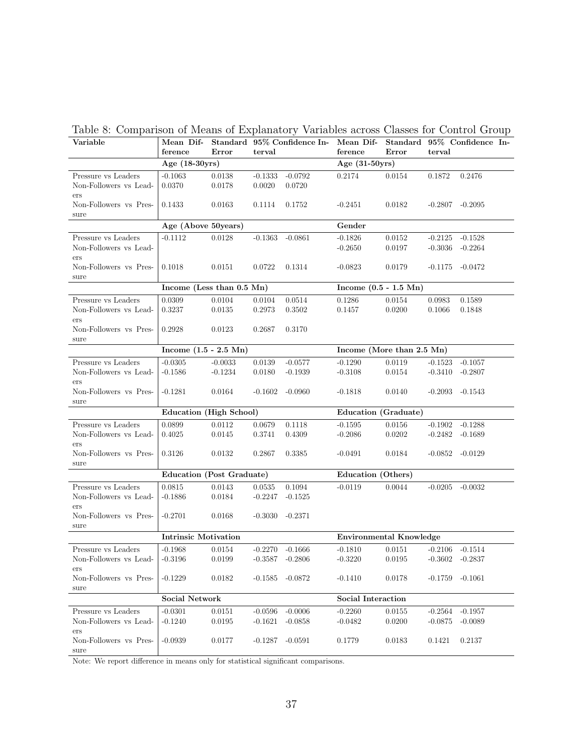Table 8: Comparison of Means of Explanatory Variables across Classes for Control Group

| Variable | Mean Difference | Standard Error | 95% Confidence Interval | | Mean Difference | Standard Error | 95% Confidence Interval | |
|---|---|---|---|---|---|---|---|---|
| | Age (18-30yrs) | | | | Age (31-50yrs) | | | |
| Pressure vs Leaders | -0.1063 | 0.0138 | -0.1333 | -0.0792 | 0.2174 | 0.0154 | 0.1872 | 0.2476 |
| Non-Followers vs Leaders | 0.0370 | 0.0178 | 0.0020 | 0.0720 | | | | |
| Non-Followers vs Pressure | 0.1433 | 0.0163 | 0.1114 | 0.1752 | -0.2451 | 0.0182 | -0.2807 | -0.2095 |
| | Age (Above 50years) | | | | Gender | | | |
| Pressure vs Leaders | -0.1112 | 0.0128 | -0.1363 | -0.0861 | -0.1826 | 0.0152 | -0.2125 | -0.1528 |
| Non-Followers vs Leaders | | | | | -0.2650 | 0.0197 | -0.3036 | -0.2264 |
| Non-Followers vs Pressure | 0.1018 | 0.0151 | 0.0722 | 0.1314 | -0.0823 | 0.0179 | -0.1175 | -0.0472 |
| | Income (Less than 0.5 Mn) | | | | Income (0.5 - 1.5 Mn) | | | |
| Pressure vs Leaders | 0.0309 | 0.0104 | 0.0104 | 0.0514 | 0.1286 | 0.0154 | 0.0983 | 0.1589 |
| Non-Followers vs Leaders | 0.3237 | 0.0135 | 0.2973 | 0.3502 | 0.1457 | 0.0200 | 0.1066 | 0.1848 |
| Non-Followers vs Pressure | 0.2928 | 0.0123 | 0.2687 | 0.3170 | | | | |
| | Income (1.5 - 2.5 Mn) | | | | Income (More than 2.5 Mn) | | | |
| Pressure vs Leaders | -0.0305 | -0.0033 | 0.0139 | -0.0577 | -0.1290 | 0.0119 | -0.1523 | -0.1057 |
| Non-Followers vs Leaders | -0.1586 | -0.1234 | 0.0180 | -0.1939 | -0.3108 | 0.0154 | -0.3410 | -0.2807 |
| Non-Followers vs Pressure | -0.1281 | 0.0164 | -0.1602 | -0.0960 | -0.1818 | 0.0140 | -0.2093 | -0.1543 |
| | Education (High School) | | | | Education (Graduate) | | | |
| Pressure vs Leaders | 0.0899 | 0.0112 | 0.0679 | 0.1118 | -0.1595 | 0.0156 | -0.1902 | -0.1288 |
| Non-Followers vs Leaders | 0.4025 | 0.0145 | 0.3741 | 0.4309 | -0.2086 | 0.0202 | -0.2482 | -0.1689 |
| Non-Followers vs Pressure | 0.3126 | 0.0132 | 0.2867 | 0.3385 | -0.0491 | 0.0184 | -0.0852 | -0.0129 |
| | Education (Post Graduate) | | | | Education (Others) | | | |
| Pressure vs Leaders | 0.0815 | 0.0143 | 0.0535 | 0.1094 | -0.0119 | 0.0044 | -0.0205 | -0.0032 |
| Non-Followers vs Leaders | -0.1886 | 0.0184 | -0.2247 | -0.1525 | | | | |
| Non-Followers vs Pressure | -0.2701 | 0.0168 | -0.3030 | -0.2371 | | | | |
| | Intrinsic Motivation | | | | Environmental Knowledge | | | |
| Pressure vs Leaders | -0.1968 | 0.0154 | -0.2270 | -0.1666 | -0.1810 | 0.0151 | -0.2106 | -0.1514 |
| Non-Followers vs Leaders | -0.3196 | 0.0199 | -0.3587 | -0.2806 | -0.3220 | 0.0195 | -0.3602 | -0.2837 |
| Non-Followers vs Pressure | -0.1229 | 0.0182 | -0.1585 | -0.0872 | -0.1410 | 0.0178 | -0.1759 | -0.1061 |
| | Social Network | | | | Social Interaction | | | |
| Pressure vs Leaders | -0.0301 | 0.0151 | -0.0596 | -0.0006 | -0.2260 | 0.0155 | -0.2564 | -0.1957 |
| Non-Followers vs Leaders | -0.1240 | 0.0195 | -0.1621 | -0.0858 | -0.0482 | 0.0200 | -0.0875 | -0.0089 |
| Non-Followers vs Pressure | -0.0939 | 0.0177 | -0.1287 | -0.0591 | 0.1779 | 0.0183 | 0.1421 | 0.2137 |

Note: We report difference in means only for statistical significant comparisons.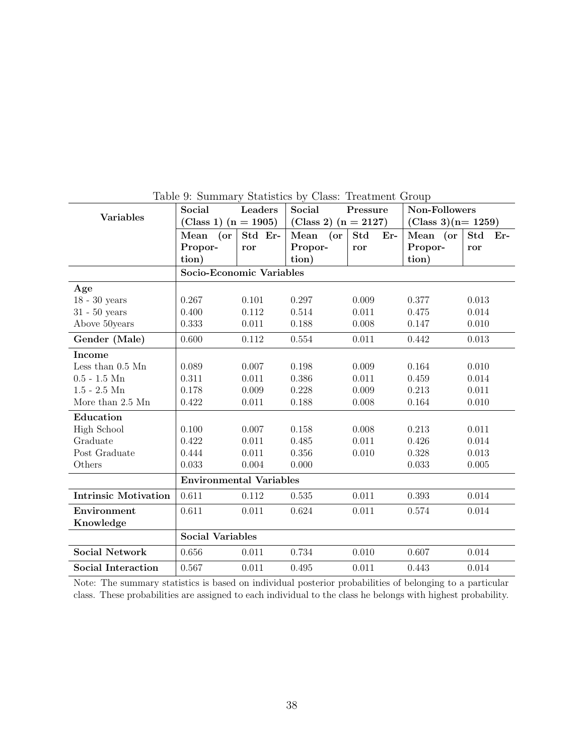Table 9: Summary Statistics by Class: Treatment Group

| **Variables** | **Social Leaders (Class 1) (n = 1905)** | | **Social Pressure (Class 2) (n = 2127)** | | **Non-Followers (Class 3)(n= 1259)** | |
|---|---|---|---|---|---|---|
| | **Mean (or Proportion)** | **Std Error** | **Mean (or Proportion)** | **Std Error** | **Mean (or Proportion)** | **Std Error** |
| | **Socio-Economic Variables** | | | | | |
| **Age** | | | | | | |
| 18 - 30 years | 0.267 | 0.101 | 0.297 | 0.009 | 0.377 | 0.013 |
| 31 - 50 years | 0.400 | 0.112 | 0.514 | 0.011 | 0.475 | 0.014 |
| Above 50years | 0.333 | 0.011 | 0.188 | 0.008 | 0.147 | 0.010 |
| **Gender (Male)** | 0.600 | 0.112 | 0.554 | 0.011 | 0.442 | 0.013 |
| **Income** | | | | | | |
| Less than 0.5 Mn | 0.089 | 0.007 | 0.198 | 0.009 | 0.164 | 0.010 |
| 0.5 - 1.5 Mn | 0.311 | 0.011 | 0.386 | 0.011 | 0.459 | 0.014 |
| 1.5 - 2.5 Mn | 0.178 | 0.009 | 0.228 | 0.009 | 0.213 | 0.011 |
| More than 2.5 Mn | 0.422 | 0.011 | 0.188 | 0.008 | 0.164 | 0.010 |
| **Education** | | | | | | |
| High School | 0.100 | 0.007 | 0.158 | 0.008 | 0.213 | 0.011 |
| Graduate | 0.422 | 0.011 | 0.485 | 0.011 | 0.426 | 0.014 |
| Post Graduate | 0.444 | 0.011 | 0.356 | 0.010 | 0.328 | 0.013 |
| Others | 0.033 | 0.004 | 0.000 | | 0.033 | 0.005 |
| | **Environmental Variables** | | | | | |
| **Intrinsic Motivation** | 0.611 | 0.112 | 0.535 | 0.011 | 0.393 | 0.014 |
| **Environment Knowledge** | 0.611 | 0.011 | 0.624 | 0.011 | 0.574 | 0.014 |
| | **Social Variables** | | | | | |
| **Social Network** | 0.656 | 0.011 | 0.734 | 0.010 | 0.607 | 0.014 |
| **Social Interaction** | 0.567 | 0.011 | 0.495 | 0.011 | 0.443 | 0.014 |

Note: The summary statistics is based on individual posterior probabilities of belonging to a particular class. These probabilities are assigned to each individual to the class he belongs with highest probability.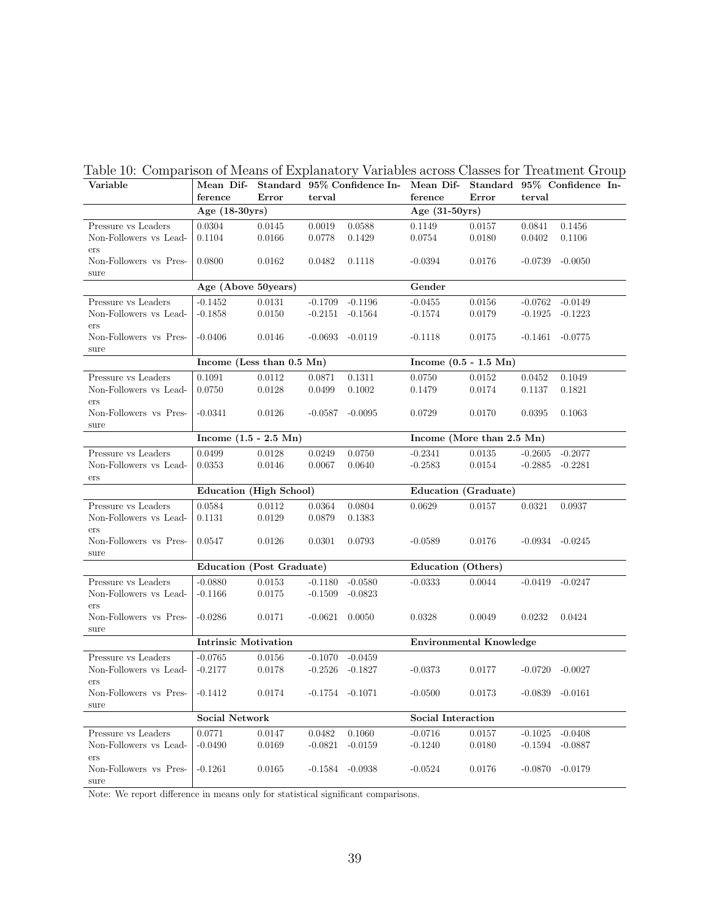Table 10: Comparison of Means of Explanatory Variables across Classes for Treatment Group

| Variable | Mean Difference | Standard Error | 95% Confidence Interval | | Mean Difference | Standard Error | 95% Confidence Interval | |
|---|---|---|---|---|---|---|---|---|
| | **Age (18-30yrs)** | | | | **Age (31-50yrs)** | | | |
| Pressure vs Leaders | 0.0304 | 0.0145 | 0.0019 | 0.0588 | 0.1149 | 0.0157 | 0.0841 | 0.1456 |
| Non-Followers vs Leaders | 0.1104 | 0.0166 | 0.0778 | 0.1429 | 0.0754 | 0.0180 | 0.0402 | 0.1106 |
| Non-Followers vs Pressure | 0.0800 | 0.0162 | 0.0482 | 0.1118 | -0.0394 | 0.0176 | -0.0739 | -0.0050 |
| | **Age (Above 50years)** | | | | **Gender** | | | |
| Pressure vs Leaders | -0.1452 | 0.0131 | -0.1709 | -0.1196 | -0.0455 | 0.0156 | -0.0762 | -0.0149 |
| Non-Followers vs Leaders | -0.1858 | 0.0150 | -0.2151 | -0.1564 | -0.1574 | 0.0179 | -0.1925 | -0.1223 |
| Non-Followers vs Pressure | -0.0406 | 0.0146 | -0.0693 | -0.0119 | -0.1118 | 0.0175 | -0.1461 | -0.0775 |
| | **Income (Less than 0.5 Mn)** | | | | **Income (0.5 - 1.5 Mn)** | | | |
| Pressure vs Leaders | 0.1091 | 0.0112 | 0.0871 | 0.1311 | 0.0750 | 0.0152 | 0.0452 | 0.1049 |
| Non-Followers vs Leaders | 0.0750 | 0.0128 | 0.0499 | 0.1002 | 0.1479 | 0.0174 | 0.1137 | 0.1821 |
| Non-Followers vs Pressure | -0.0341 | 0.0126 | -0.0587 | -0.0095 | 0.0729 | 0.0170 | 0.0395 | 0.1063 |
| | **Income (1.5 - 2.5 Mn)** | | | | **Income (More than 2.5 Mn)** | | | |
| Pressure vs Leaders | 0.0499 | 0.0128 | 0.0249 | 0.0750 | -0.2341 | 0.0135 | -0.2605 | -0.2077 |
| Non-Followers vs Leaders | 0.0353 | 0.0146 | 0.0067 | 0.0640 | -0.2583 | 0.0154 | -0.2885 | -0.2281 |
| | **Education (High School)** | | | | **Education (Graduate)** | | | |
| Pressure vs Leaders | 0.0584 | 0.0112 | 0.0364 | 0.0804 | 0.0629 | 0.0157 | 0.0321 | 0.0937 |
| Non-Followers vs Leaders | 0.1131 | 0.0129 | 0.0879 | 0.1383 | | | | |
| Non-Followers vs Pressure | 0.0547 | 0.0126 | 0.0301 | 0.0793 | -0.0589 | 0.0176 | -0.0934 | -0.0245 |
| | **Education (Post Graduate)** | | | | **Education (Others)** | | | |
| Pressure vs Leaders | -0.0880 | 0.0153 | -0.1180 | -0.0580 | -0.0333 | 0.0044 | -0.0419 | -0.0247 |
| Non-Followers vs Leaders | -0.1166 | 0.0175 | -0.1509 | -0.0823 | | | | |
| Non-Followers vs Pressure | -0.0286 | 0.0171 | -0.0621 | 0.0050 | 0.0328 | 0.0049 | 0.0232 | 0.0424 |
| | **Intrinsic Motivation** | | | | **Environmental Knowledge** | | | |
| Pressure vs Leaders | -0.0765 | 0.0156 | -0.1070 | -0.0459 | | | | |
| Non-Followers vs Leaders | -0.2177 | 0.0178 | -0.2526 | -0.1827 | -0.0373 | 0.0177 | -0.0720 | -0.0027 |
| Non-Followers vs Pressure | -0.1412 | 0.0174 | -0.1754 | -0.1071 | -0.0500 | 0.0173 | -0.0839 | -0.0161 |
| | **Social Network** | | | | **Social Interaction** | | | |
| Pressure vs Leaders | 0.0771 | 0.0147 | 0.0482 | 0.1060 | -0.0716 | 0.0157 | -0.1025 | -0.0408 |
| Non-Followers vs Leaders | -0.0490 | 0.0169 | -0.0821 | -0.0159 | -0.1240 | 0.0180 | -0.1594 | -0.0887 |
| Non-Followers vs Pressure | -0.1261 | 0.0165 | -0.1584 | -0.0938 | -0.0524 | 0.0176 | -0.0870 | -0.0179 |

Note: We report difference in means only for statistical significant comparisons.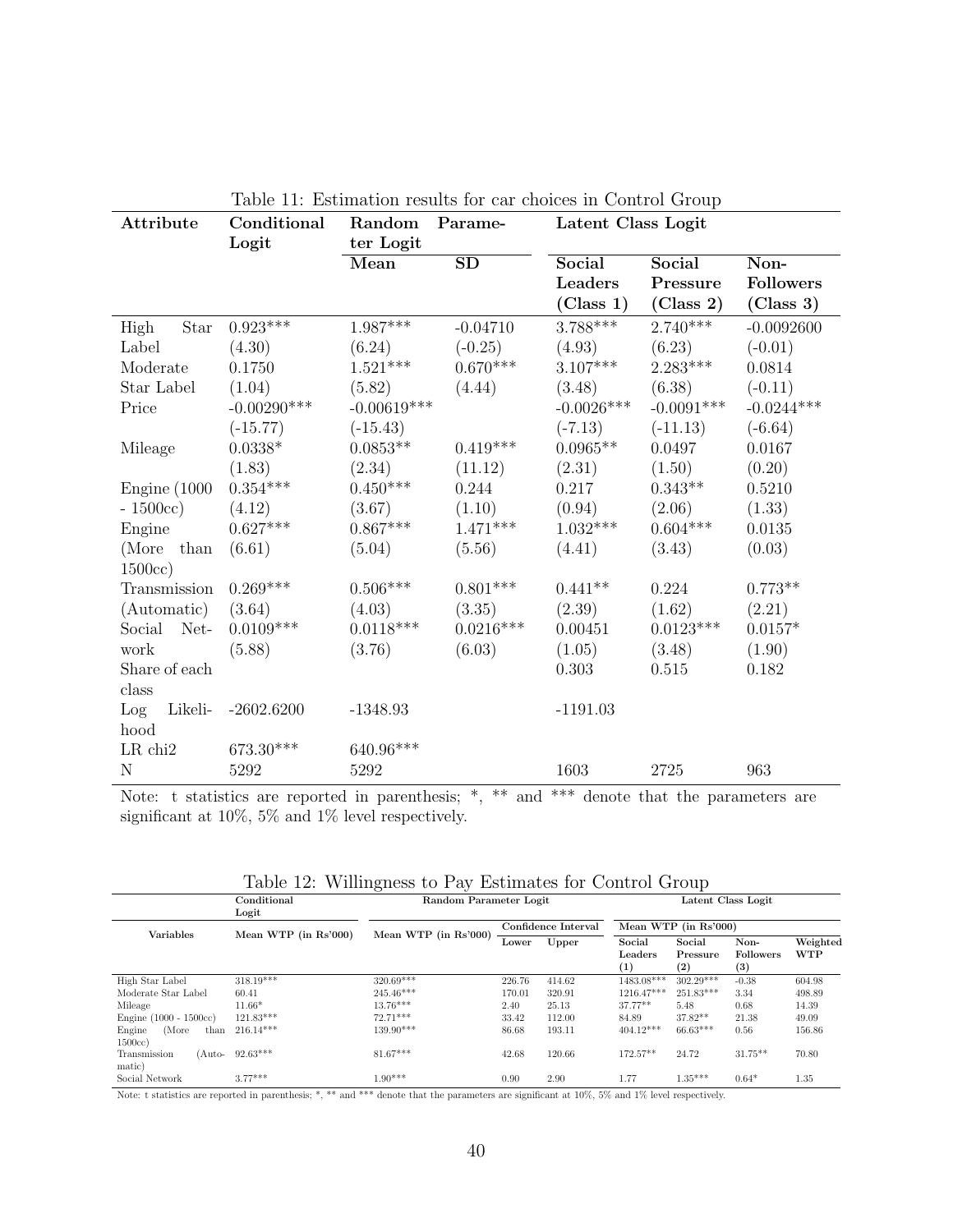Table 11: Estimation results for car choices in Control Group

| Attribute | Conditional Logit | Random Parameter Logit | | Latent Class Logit | | |
|---|---|---|---|---|---|---|
| | | Mean | SD | Social Leaders (Class 1) | Social Pressure (Class 2) | Non-Followers (Class 3) |
| High Star Label | 0.923*** | 1.987*** | -0.04710 | 3.788*** | 2.740*** | -0.0092600 |
| | (4.30) | (6.24) | (-0.25) | (4.93) | (6.23) | (-0.01) |
| Moderate Star Label | 0.1750 | 1.521*** | 0.670*** | 3.107*** | 2.283*** | 0.0814 |
| | (1.04) | (5.82) | (4.44) | (3.48) | (6.38) | (-0.11) |
| Price | -0.00290*** | -0.00619*** | | -0.0026*** | -0.0091*** | -0.0244*** |
| | (-15.77) | (-15.43) | | (-7.13) | (-11.13) | (-6.64) |
| Mileage | 0.0338* | 0.0853** | 0.419*** | 0.0965** | 0.0497 | 0.0167 |
| | (1.83) | (2.34) | (11.12) | (2.31) | (1.50) | (0.20) |
| Engine (1000 - 1500cc) | 0.354*** | 0.450*** | 0.244 | 0.217 | 0.343** | 0.5210 |
| | (4.12) | (3.67) | (1.10) | (0.94) | (2.06) | (1.33) |
| Engine (More than 1500cc) | 0.627*** | 0.867*** | 1.471*** | 1.032*** | 0.604*** | 0.0135 |
| | (6.61) | (5.04) | (5.56) | (4.41) | (3.43) | (0.03) |
| Transmission (Automatic) | 0.269*** | 0.506*** | 0.801*** | 0.441** | 0.224 | 0.773** |
| | (3.64) | (4.03) | (3.35) | (2.39) | (1.62) | (2.21) |
| Social Network | 0.0109*** | 0.0118*** | 0.0216*** | 0.00451 | 0.0123*** | 0.0157* |
| | (5.88) | (3.76) | (6.03) | (1.05) | (3.48) | (1.90) |
| Share of each class | | | | 0.303 | 0.515 | 0.182 |
| Log Likelihood | -2602.6200 | -1348.93 | | -1191.03 | | |
| LR chi2 | 673.30*** | 640.96*** | | | | |
| N | 5292 | 5292 | | 1603 | 2725 | 963 |

Note: t statistics are reported in parenthesis; *, ** and *** denote that the parameters are significant at 10%, 5% and 1% level respectively.

Table 12: Willingness to Pay Estimates for Control Group

| Variables | Conditional Logit | Random Parameter Logit | | | Latent Class Logit | | | |
|---|---|---|---|---|---|---|---|---|
| | Mean WTP (in Rs'000) | Mean WTP (in Rs'000) | Confidence Interval | | Mean WTP (in Rs'000) | | | |
| | | | Lower | Upper | Social Leaders (1) | Social Pressure (2) | Non-Followers (3) | Weighted WTP |
| High Star Label | 318.19*** | 320.69*** | 226.76 | 414.62 | 1483.08*** | 302.29*** | -0.38 | 604.98 |
| Moderate Star Label | 60.41 | 245.46*** | 170.01 | 320.91 | 1216.47*** | 251.83*** | 3.34 | 498.89 |
| Mileage | 11.66* | 13.76*** | 2.40 | 25.13 | 37.77** | 5.48 | 0.68 | 14.39 |
| Engine (1000 - 1500cc) | 121.83*** | 72.71*** | 33.42 | 112.00 | 84.89 | 37.82** | 21.38 | 49.09 |
| Engine (More than 1500cc) | 216.14*** | 139.90*** | 86.68 | 193.11 | 404.12*** | 66.63*** | 0.56 | 156.86 |
| Transmission (Automatic) | 92.63*** | 81.67*** | 42.68 | 120.66 | 172.57** | 24.72 | 31.75** | 70.80 |
| Social Network | 3.77*** | 1.90*** | 0.90 | 2.90 | 1.77 | 1.35*** | 0.64* | 1.35 |

Note: t statistics are reported in parenthesis; *, ** and *** denote that the parameters are significant at 10%, 5% and 1% level respectively.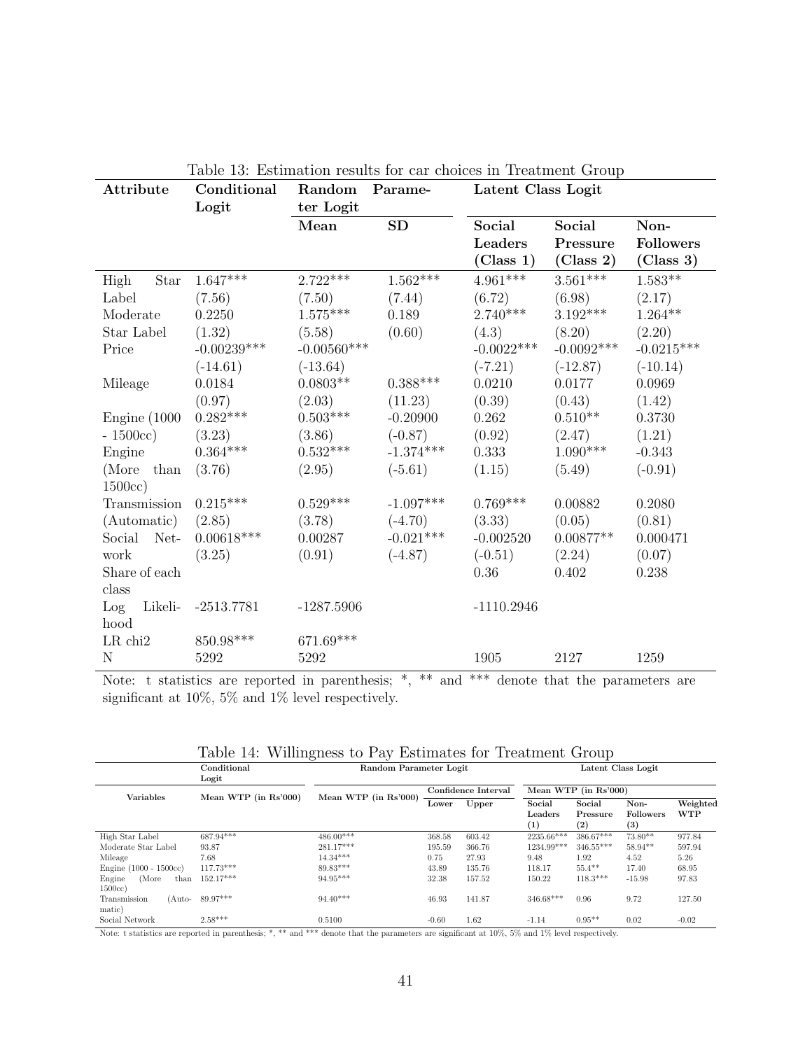Table 13: Estimation results for car choices in Treatment Group

| Attribute | Conditional Logit | Random Parameter Logit | | Latent Class Logit | | |
|---|---|---|---|---|---|---|
| | | Mean | SD | Social Leaders (Class 1) | Social Pressure (Class 2) | Non-Followers (Class 3) |
| High Star Label | 1.647*** | 2.722*** | 1.562*** | 4.961*** | 3.561*** | 1.583** |
| | (7.56) | (7.50) | (7.44) | (6.72) | (6.98) | (2.17) |
| Moderate Star Label | 0.2250 | 1.575*** | 0.189 | 2.740*** | 3.192*** | 1.264** |
| | (1.32) | (5.58) | (0.60) | (4.3) | (8.20) | (2.20) |
| Price | -0.00239*** | -0.00560*** | | -0.0022*** | -0.0092*** | -0.0215*** |
| | (-14.61) | (-13.64) | | (-7.21) | (-12.87) | (-10.14) |
| Mileage | 0.0184 | 0.0803** | 0.388*** | 0.0210 | 0.0177 | 0.0969 |
| | (0.97) | (2.03) | (11.23) | (0.39) | (0.43) | (1.42) |
| Engine (1000 - 1500cc) | 0.282*** | 0.503*** | -0.20900 | 0.262 | 0.510** | 0.3730 |
| | (3.23) | (3.86) | (-0.87) | (0.92) | (2.47) | (1.21) |
| Engine (More than 1500cc) | 0.364*** | 0.532*** | -1.374*** | 0.333 | 1.090*** | -0.343 |
| | (3.76) | (2.95) | (-5.61) | (1.15) | (5.49) | (-0.91) |
| Transmission (Automatic) | 0.215*** | 0.529*** | -1.097*** | 0.769*** | 0.00882 | 0.2080 |
| | (2.85) | (3.78) | (-4.70) | (3.33) | (0.05) | (0.81) |
| Social Network | 0.00618*** | 0.00287 | -0.021*** | -0.002520 | 0.00877** | 0.000471 |
| | (3.25) | (0.91) | (-4.87) | (-0.51) | (2.24) | (0.07) |
| Share of each class | | | | 0.36 | 0.402 | 0.238 |
| Log Likelihood | -2513.7781 | -1287.5906 | | -1110.2946 | | |
| LR chi2 | 850.98*** | 671.69*** | | | | |
| N | 5292 | 5292 | | 1905 | 2127 | 1259 |

Note: t statistics are reported in parenthesis; *, ** and *** denote that the parameters are significant at 10%, 5% and 1% level respectively.

Table 14: Willingness to Pay Estimates for Treatment Group

| Variables | Conditional Logit | Random Parameter Logit | | | Latent Class Logit | | | |
|---|---|---|---|---|---|---|---|---|
| | Mean WTP (in Rs'000) | Mean WTP (in Rs'000) | Confidence Interval | | Mean WTP (in Rs'000) | | | |
| | | | Lower | Upper | Social Leaders (1) | Social Pressure (2) | Non-Followers (3) | Weighted WTP |
| High Star Label | 687.94*** | 486.00*** | 368.58 | 603.42 | 2235.66*** | 386.67*** | 73.80** | 977.84 |
| Moderate Star Label | 93.87 | 281.17*** | 195.59 | 366.76 | 1234.99*** | 346.55*** | 58.94** | 597.94 |
| Mileage | 7.68 | 14.34*** | 0.75 | 27.93 | 9.48 | 1.92 | 4.52 | 5.26 |
| Engine (1000 - 1500cc) | 117.73*** | 89.83*** | 43.89 | 135.76 | 118.17 | 55.4** | 17.40 | 68.95 |
| Engine (More than 1500cc) | 152.17*** | 94.95*** | 32.38 | 157.52 | 150.22 | 118.3*** | -15.98 | 97.83 |
| Transmission (Automatic) | 89.97*** | 94.40*** | 46.93 | 141.87 | 346.68*** | 0.96 | 9.72 | 127.50 |
| Social Network | 2.58*** | 0.5100 | -0.60 | 1.62 | -1.14 | 0.95** | 0.02 | -0.02 |

Note: t statistics are reported in parenthesis; *, ** and *** denote that the parameters are significant at 10%, 5% and 1% level respectively.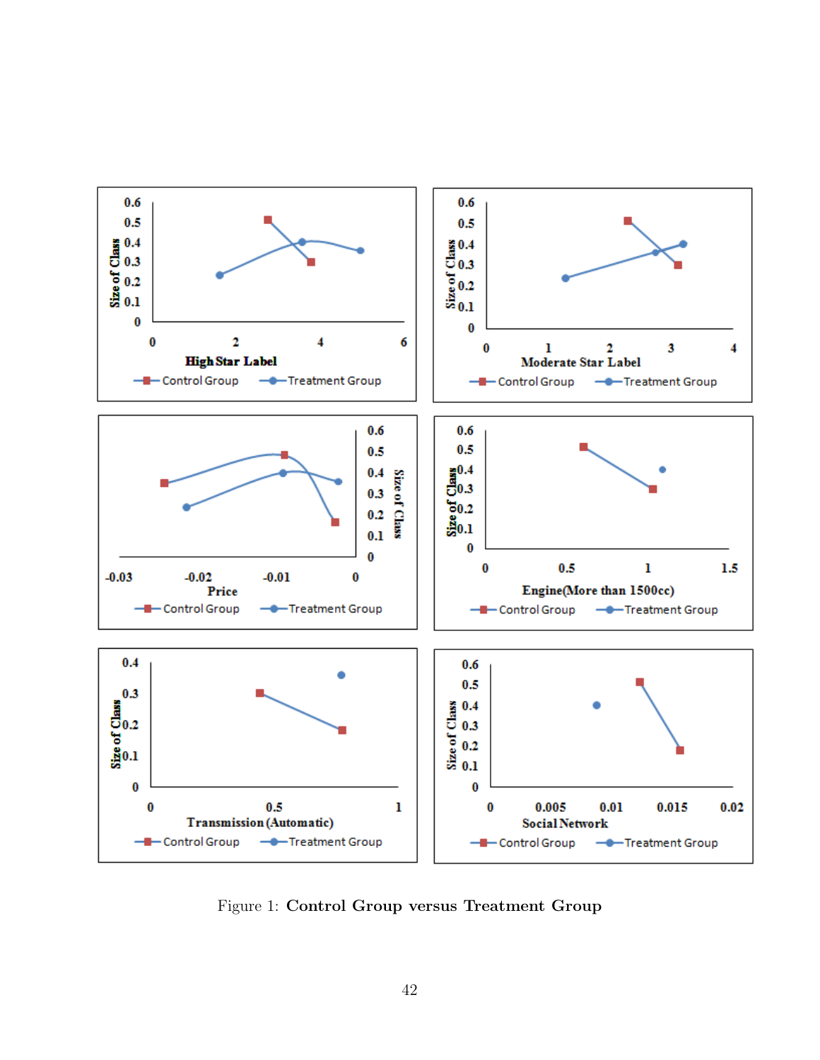0.6
0.5
0.4
0.3
0.2
0.1
0
Size of Class
0 2 4 6
**High Star Label**
Control Group
Treatment Group

0.6
0.5
0.4
0.3
0.2
0.1
0
Size of Class
0 1 2 3 4
**Moderate Star Label**
Control Group
Treatment Group

0.6
0.5
0.4
0.3
0.2
0.1
0
Size of Class
-0.03 -0.02 -0.01 0
**Price**
Control Group
Treatment Group

0.6
0.5
0.4
0.3
0.2
0.1
0
Size of Class
0 0.5 1 1.5
**Engine(More than 1500cc)**
Control Group
Treatment Group

0.4
0.3
0.2
0.1
0
Size of Class
0 0.5 1
**Transmission (Automatic)**
Control Group
Treatment Group

0.6
0.5
0.4
0.3
0.2
0.1
0
Size of Class
0 0.005 0.01 0.015 0.02
**Social Network**
Control Group
Treatment Group

Figure 1: **Control Group versus Treatment Group**